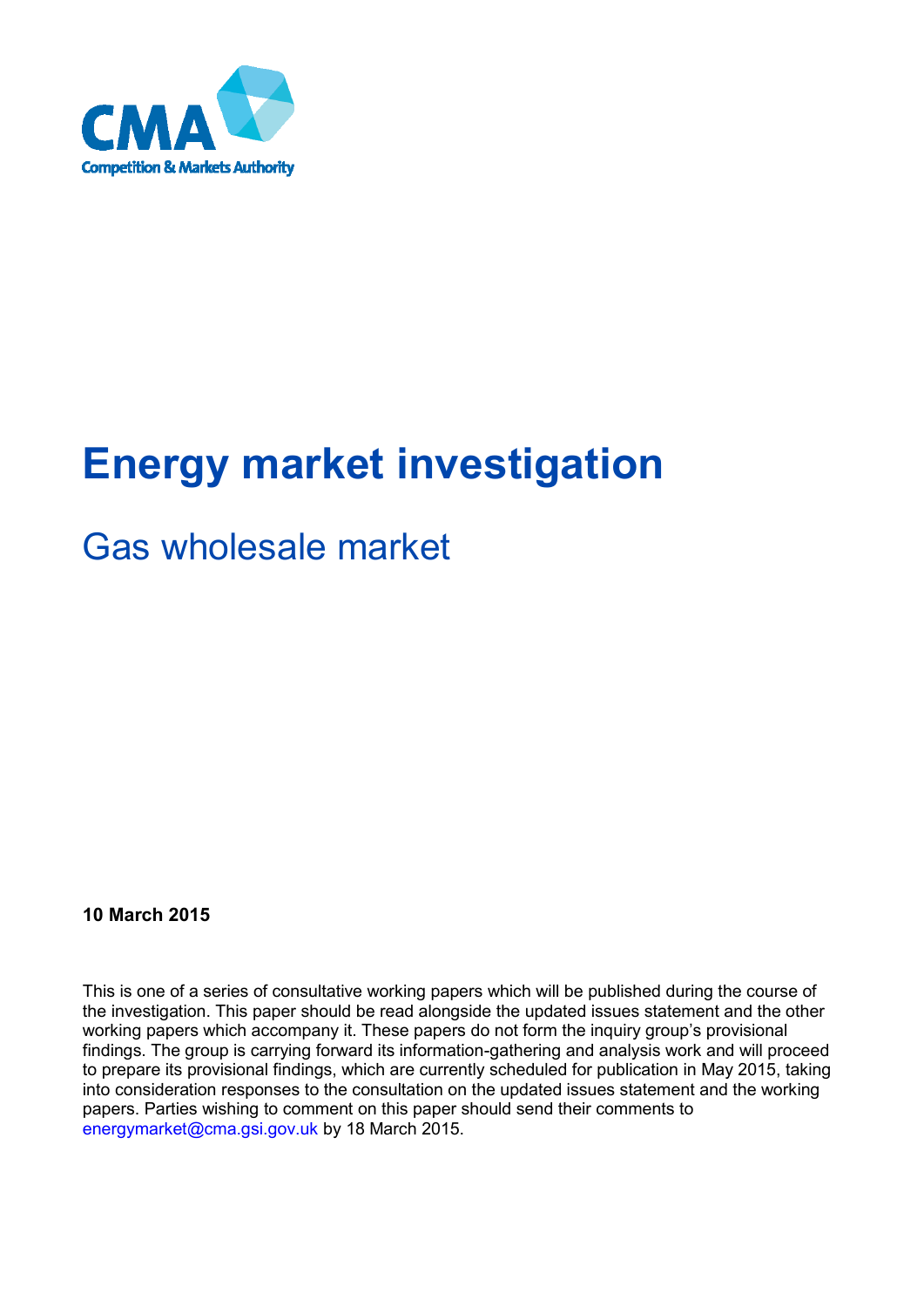CMA

Competition & Markets Authority

# Energy market investigation

## Gas wholesale market

**10 March 2015**

This is one of a series of consultative working papers which will be published during the course of the investigation. This paper should be read alongside the updated issues statement and the other working papers which accompany it. These papers do not form the inquiry group's provisional findings. The group is carrying forward its information-gathering and analysis work and will proceed to prepare its provisional findings, which are currently scheduled for publication in May 2015, taking into consideration responses to the consultation on the updated issues statement and the working papers. Parties wishing to comment on this paper should send their comments to energymarket@cma.gsi.gov.uk by 18 March 2015.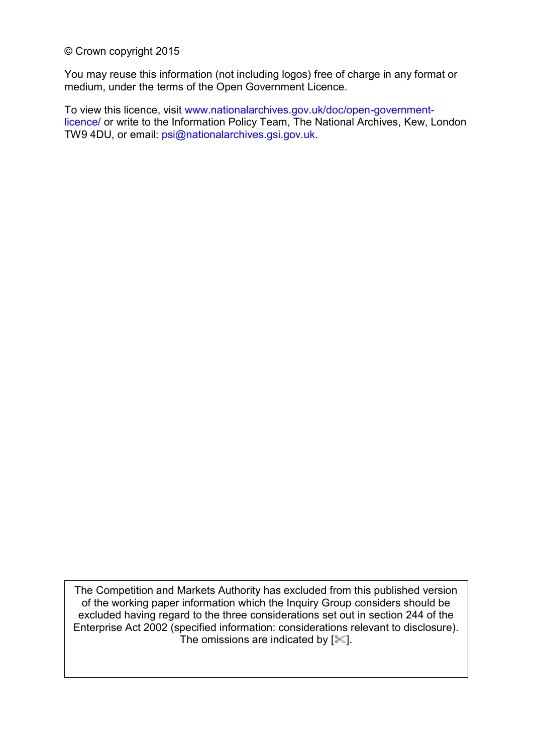© Crown copyright 2015

You may reuse this information (not including logos) free of charge in any format or medium, under the terms of the Open Government Licence.

To view this licence, visit www.nationalarchives.gov.uk/doc/open-government-licence/ or write to the Information Policy Team, The National Archives, Kew, London TW9 4DU, or email: psi@nationalarchives.gsi.gov.uk.

The Competition and Markets Authority has excluded from this published version of the working paper information which the Inquiry Group considers should be excluded having regard to the three considerations set out in section 244 of the Enterprise Act 2002 (specified information: considerations relevant to disclosure). The omissions are indicated by [✄].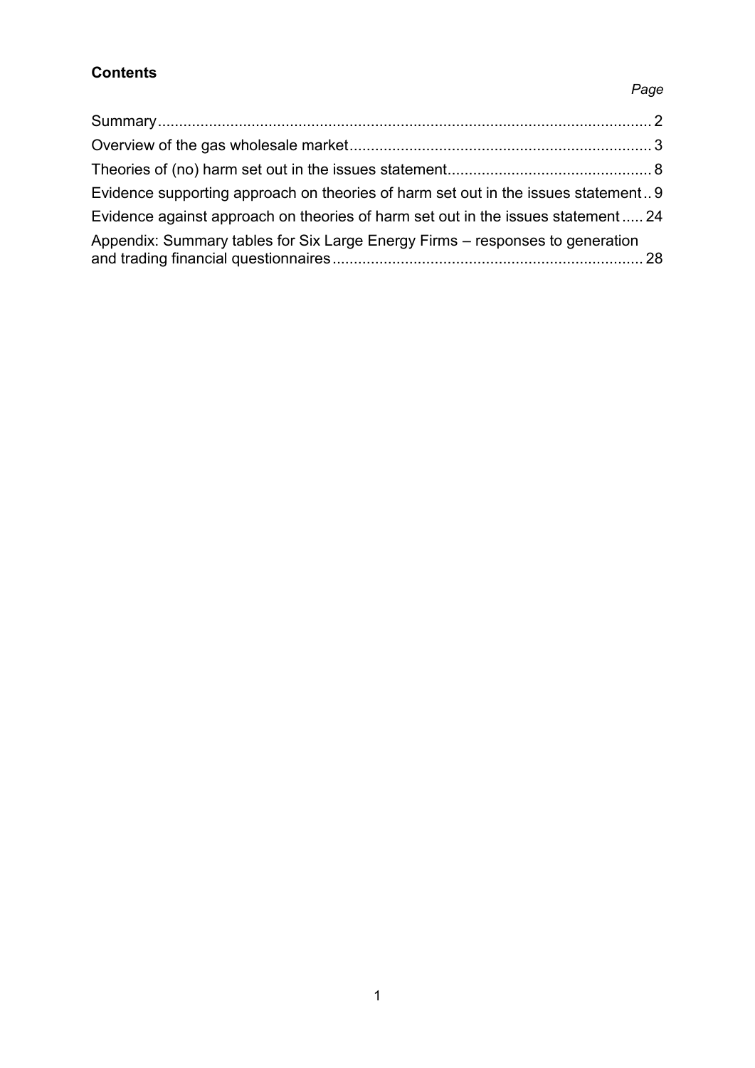**Contents**

*Page*

| | |
|---|---|
| Summary | 2 |
| Overview of the gas wholesale market | 3 |
| Theories of (no) harm set out in the issues statement | 8 |
| Evidence supporting approach on theories of harm set out in the issues statement | 9 |
| Evidence against approach on theories of harm set out in the issues statement | 24 |
| Appendix: Summary tables for Six Large Energy Firms – responses to generation and trading financial questionnaires | 28 |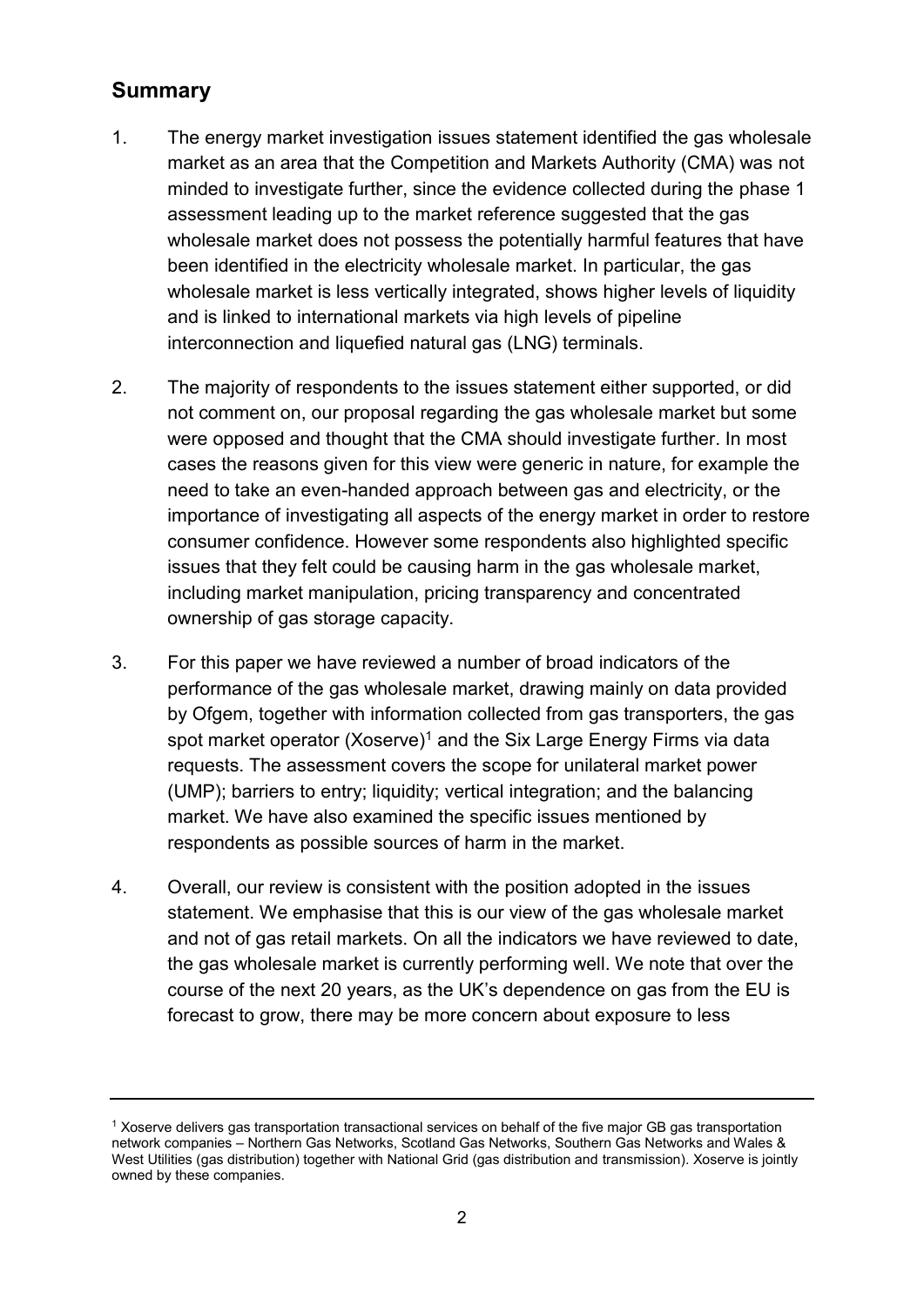## Summary

1. The energy market investigation issues statement identified the gas wholesale market as an area that the Competition and Markets Authority (CMA) was not minded to investigate further, since the evidence collected during the phase 1 assessment leading up to the market reference suggested that the gas wholesale market does not possess the potentially harmful features that have been identified in the electricity wholesale market. In particular, the gas wholesale market is less vertically integrated, shows higher levels of liquidity and is linked to international markets via high levels of pipeline interconnection and liquefied natural gas (LNG) terminals.

2. The majority of respondents to the issues statement either supported, or did not comment on, our proposal regarding the gas wholesale market but some were opposed and thought that the CMA should investigate further. In most cases the reasons given for this view were generic in nature, for example the need to take an even-handed approach between gas and electricity, or the importance of investigating all aspects of the energy market in order to restore consumer confidence. However some respondents also highlighted specific issues that they felt could be causing harm in the gas wholesale market, including market manipulation, pricing transparency and concentrated ownership of gas storage capacity.

3. For this paper we have reviewed a number of broad indicators of the performance of the gas wholesale market, drawing mainly on data provided by Ofgem, together with information collected from gas transporters, the gas spot market operator (Xoserve)[1] and the Six Large Energy Firms via data requests. The assessment covers the scope for unilateral market power (UMP); barriers to entry; liquidity; vertical integration; and the balancing market. We have also examined the specific issues mentioned by respondents as possible sources of harm in the market.

4. Overall, our review is consistent with the position adopted in the issues statement. We emphasise that this is our view of the gas wholesale market and not of gas retail markets. On all the indicators we have reviewed to date, the gas wholesale market is currently performing well. We note that over the course of the next 20 years, as the UK's dependence on gas from the EU is forecast to grow, there may be more concern about exposure to less

---

[1] Xoserve delivers gas transportation transactional services on behalf of the five major GB gas transportation network companies – Northern Gas Networks, Scotland Gas Networks, Southern Gas Networks and Wales & West Utilities (gas distribution) together with National Grid (gas distribution and transmission). Xoserve is jointly owned by these companies.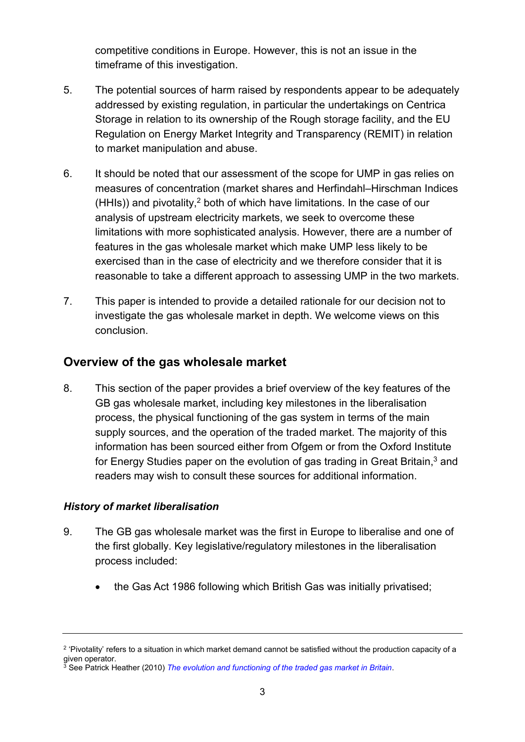competitive conditions in Europe. However, this is not an issue in the timeframe of this investigation.

5. The potential sources of harm raised by respondents appear to be adequately addressed by existing regulation, in particular the undertakings on Centrica Storage in relation to its ownership of the Rough storage facility, and the EU Regulation on Energy Market Integrity and Transparency (REMIT) in relation to market manipulation and abuse.

6. It should be noted that our assessment of the scope for UMP in gas relies on measures of concentration (market shares and Herfindahl–Hirschman Indices (HHIs)) and pivotality,[2] both of which have limitations. In the case of our analysis of upstream electricity markets, we seek to overcome these limitations with more sophisticated analysis. However, there are a number of features in the gas wholesale market which make UMP less likely to be exercised than in the case of electricity and we therefore consider that it is reasonable to take a different approach to assessing UMP in the two markets.

7. This paper is intended to provide a detailed rationale for our decision not to investigate the gas wholesale market in depth. We welcome views on this conclusion.

## Overview of the gas wholesale market

8. This section of the paper provides a brief overview of the key features of the GB gas wholesale market, including key milestones in the liberalisation process, the physical functioning of the gas system in terms of the main supply sources, and the operation of the traded market. The majority of this information has been sourced either from Ofgem or from the Oxford Institute for Energy Studies paper on the evolution of gas trading in Great Britain,[3] and readers may wish to consult these sources for additional information.

### *History of market liberalisation*

9. The GB gas wholesale market was the first in Europe to liberalise and one of the first globally. Key legislative/regulatory milestones in the liberalisation process included:

   - the Gas Act 1986 following which British Gas was initially privatised;

---

[2] 'Pivotality' refers to a situation in which market demand cannot be satisfied without the production capacity of a given operator.

[3] See Patrick Heather (2010) *The evolution and functioning of the traded gas market in Britain*.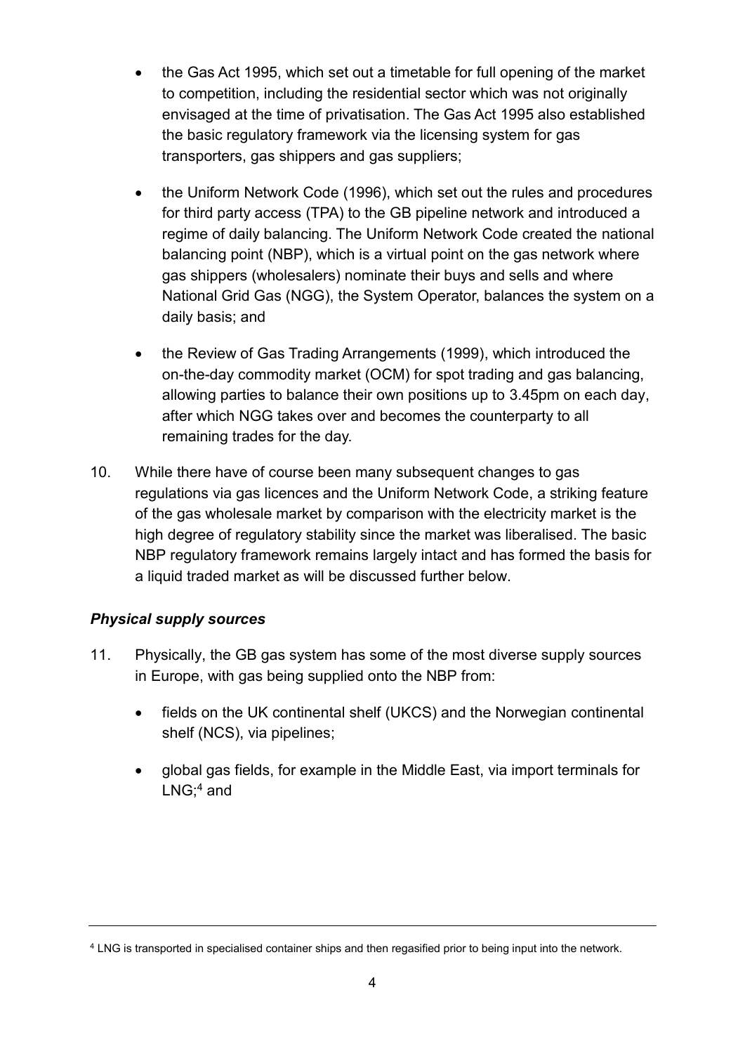- the Gas Act 1995, which set out a timetable for full opening of the market to competition, including the residential sector which was not originally envisaged at the time of privatisation. The Gas Act 1995 also established the basic regulatory framework via the licensing system for gas transporters, gas shippers and gas suppliers;

- the Uniform Network Code (1996), which set out the rules and procedures for third party access (TPA) to the GB pipeline network and introduced a regime of daily balancing. The Uniform Network Code created the national balancing point (NBP), which is a virtual point on the gas network where gas shippers (wholesalers) nominate their buys and sells and where National Grid Gas (NGG), the System Operator, balances the system on a daily basis; and

- the Review of Gas Trading Arrangements (1999), which introduced the on-the-day commodity market (OCM) for spot trading and gas balancing, allowing parties to balance their own positions up to 3.45pm on each day, after which NGG takes over and becomes the counterparty to all remaining trades for the day.

10. While there have of course been many subsequent changes to gas regulations via gas licences and the Uniform Network Code, a striking feature of the gas wholesale market by comparison with the electricity market is the high degree of regulatory stability since the market was liberalised. The basic NBP regulatory framework remains largely intact and has formed the basis for a liquid traded market as will be discussed further below.

### *Physical supply sources*

11. Physically, the GB gas system has some of the most diverse supply sources in Europe, with gas being supplied onto the NBP from:

    - fields on the UK continental shelf (UKCS) and the Norwegian continental shelf (NCS), via pipelines;

    - global gas fields, for example in the Middle East, via import terminals for LNG;[4] and

---

[4] LNG is transported in specialised container ships and then regasified prior to being input into the network.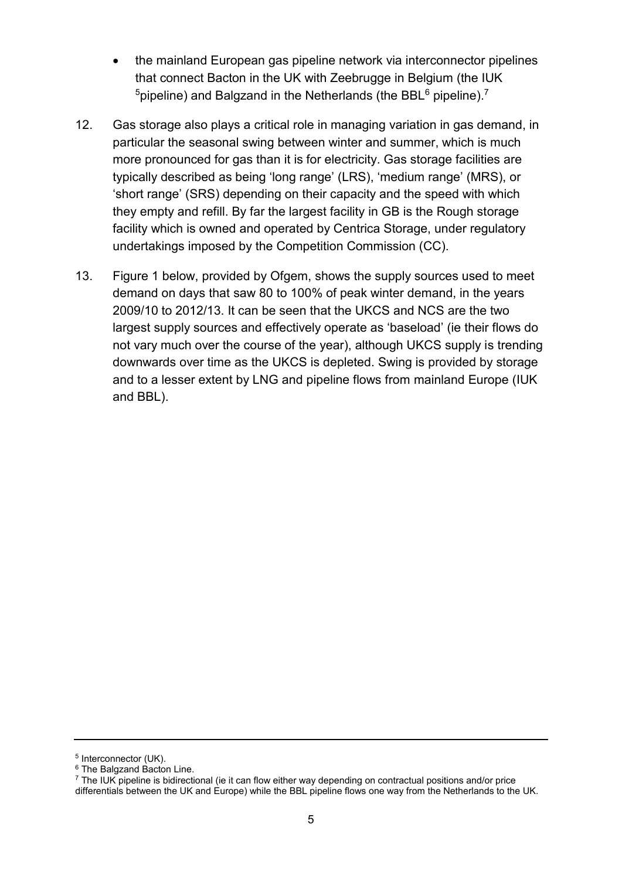- the mainland European gas pipeline network via interconnector pipelines that connect Bacton in the UK with Zeebrugge in Belgium (the IUK [5]pipeline) and Balgzand in the Netherlands (the BBL[6] pipeline).[7]

12. Gas storage also plays a critical role in managing variation in gas demand, in particular the seasonal swing between winter and summer, which is much more pronounced for gas than it is for electricity. Gas storage facilities are typically described as being 'long range' (LRS), 'medium range' (MRS), or 'short range' (SRS) depending on their capacity and the speed with which they empty and refill. By far the largest facility in GB is the Rough storage facility which is owned and operated by Centrica Storage, under regulatory undertakings imposed by the Competition Commission (CC).

13. Figure 1 below, provided by Ofgem, shows the supply sources used to meet demand on days that saw 80 to 100% of peak winter demand, in the years 2009/10 to 2012/13. It can be seen that the UKCS and NCS are the two largest supply sources and effectively operate as 'baseload' (ie their flows do not vary much over the course of the year), although UKCS supply is trending downwards over time as the UKCS is depleted. Swing is provided by storage and to a lesser extent by LNG and pipeline flows from mainland Europe (IUK and BBL).

---

[5] Interconnector (UK).

[6] The Balgzand Bacton Line.

[7] The IUK pipeline is bidirectional (ie it can flow either way depending on contractual positions and/or price differentials between the UK and Europe) while the BBL pipeline flows one way from the Netherlands to the UK.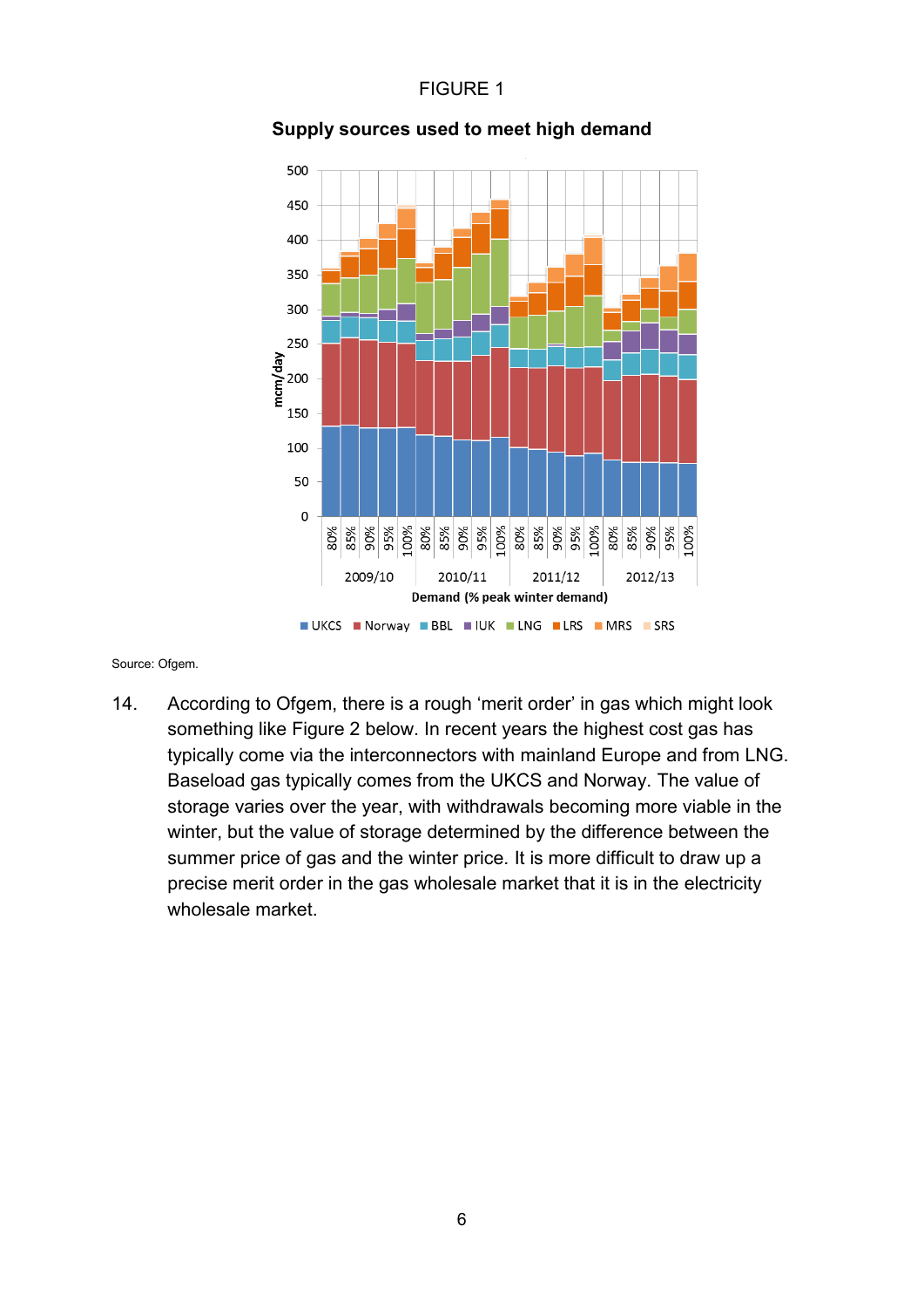FIGURE 1

**Supply sources used to meet high demand**

Source: Ofgem.

14. According to Ofgem, there is a rough 'merit order' in gas which might look something like Figure 2 below. In recent years the highest cost gas has typically come via the interconnectors with mainland Europe and from LNG. Baseload gas typically comes from the UKCS and Norway. The value of storage varies over the year, with withdrawals becoming more viable in the winter, but the value of storage determined by the difference between the summer price of gas and the winter price. It is more difficult to draw up a precise merit order in the gas wholesale market that it is in the electricity wholesale market.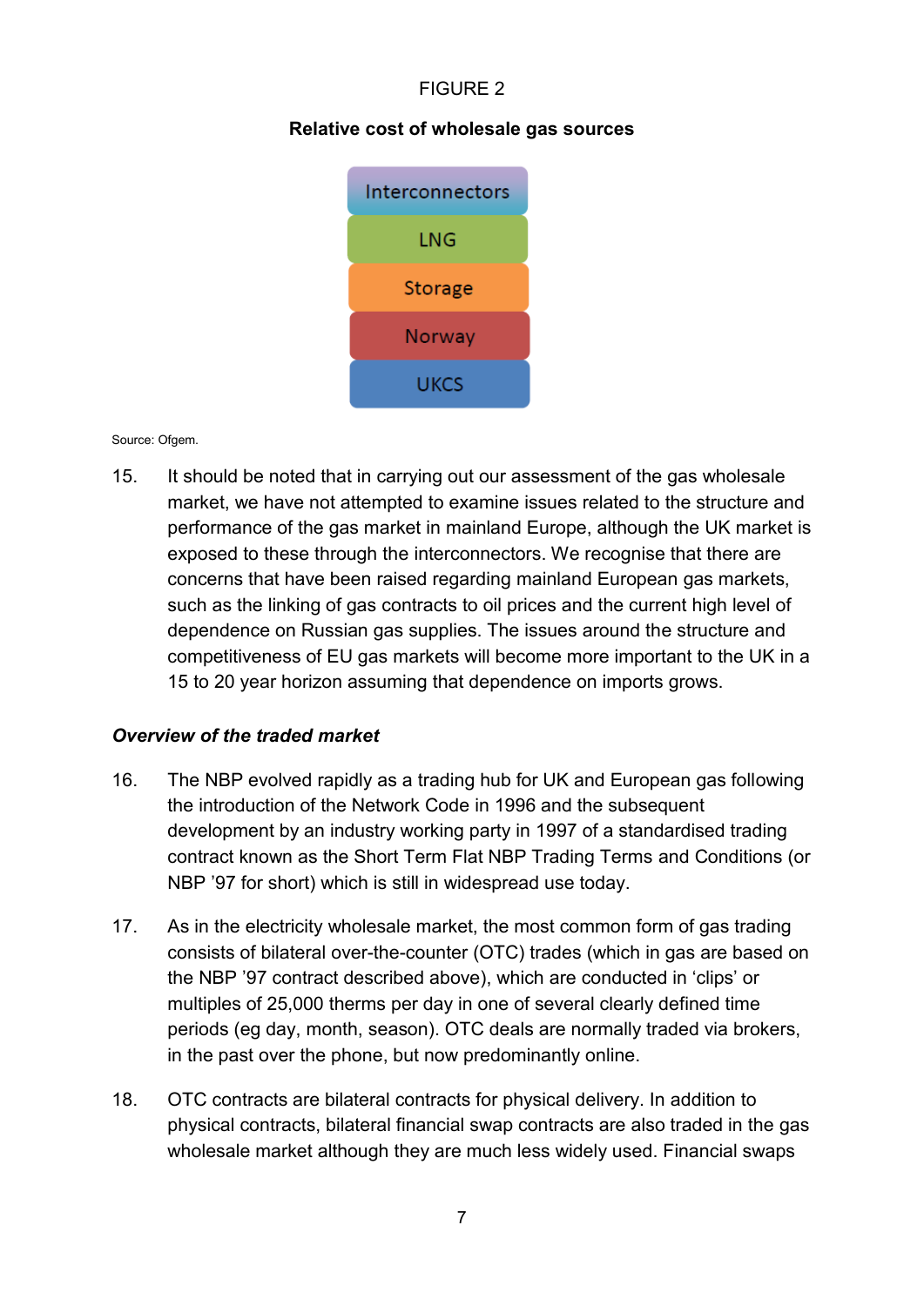FIGURE 2

**Relative cost of wholesale gas sources**

Interconnectors
LNG
Storage
Norway
UKCS

Source: Ofgem.

15. It should be noted that in carrying out our assessment of the gas wholesale market, we have not attempted to examine issues related to the structure and performance of the gas market in mainland Europe, although the UK market is exposed to these through the interconnectors. We recognise that there are concerns that have been raised regarding mainland European gas markets, such as the linking of gas contracts to oil prices and the current high level of dependence on Russian gas supplies. The issues around the structure and competitiveness of EU gas markets will become more important to the UK in a 15 to 20 year horizon assuming that dependence on imports grows.

***Overview of the traded market***

16. The NBP evolved rapidly as a trading hub for UK and European gas following the introduction of the Network Code in 1996 and the subsequent development by an industry working party in 1997 of a standardised trading contract known as the Short Term Flat NBP Trading Terms and Conditions (or NBP '97 for short) which is still in widespread use today.

17. As in the electricity wholesale market, the most common form of gas trading consists of bilateral over-the-counter (OTC) trades (which in gas are based on the NBP '97 contract described above), which are conducted in 'clips' or multiples of 25,000 therms per day in one of several clearly defined time periods (eg day, month, season). OTC deals are normally traded via brokers, in the past over the phone, but now predominantly online.

18. OTC contracts are bilateral contracts for physical delivery. In addition to physical contracts, bilateral financial swap contracts are also traded in the gas wholesale market although they are much less widely used. Financial swaps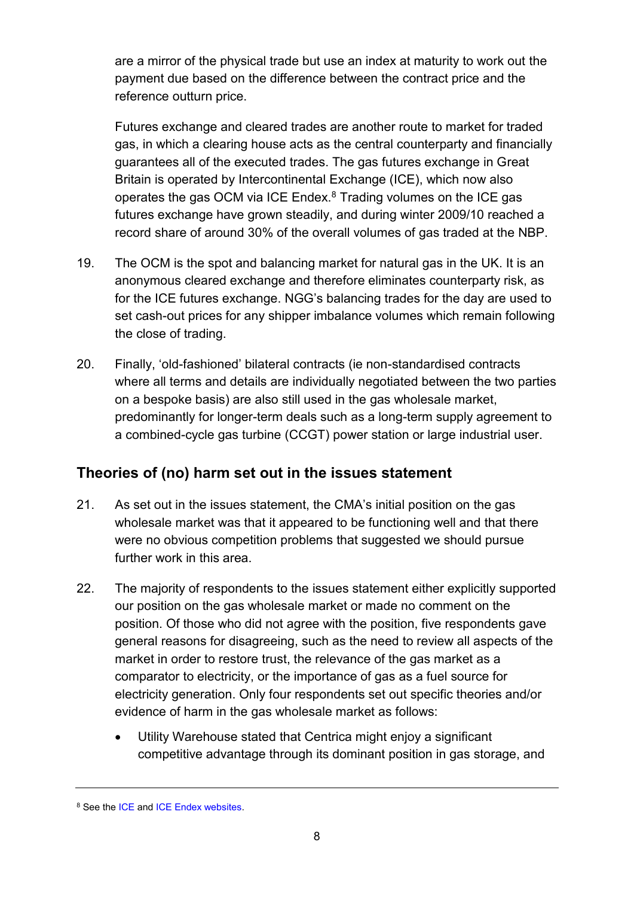are a mirror of the physical trade but use an index at maturity to work out the payment due based on the difference between the contract price and the reference outturn price.

Futures exchange and cleared trades are another route to market for traded gas, in which a clearing house acts as the central counterparty and financially guarantees all of the executed trades. The gas futures exchange in Great Britain is operated by Intercontinental Exchange (ICE), which now also operates the gas OCM via ICE Endex.[8] Trading volumes on the ICE gas futures exchange have grown steadily, and during winter 2009/10 reached a record share of around 30% of the overall volumes of gas traded at the NBP.

19. The OCM is the spot and balancing market for natural gas in the UK. It is an anonymous cleared exchange and therefore eliminates counterparty risk, as for the ICE futures exchange. NGG's balancing trades for the day are used to set cash-out prices for any shipper imbalance volumes which remain following the close of trading.

20. Finally, 'old-fashioned' bilateral contracts (ie non-standardised contracts where all terms and details are individually negotiated between the two parties on a bespoke basis) are also still used in the gas wholesale market, predominantly for longer-term deals such as a long-term supply agreement to a combined-cycle gas turbine (CCGT) power station or large industrial user.

## Theories of (no) harm set out in the issues statement

21. As set out in the issues statement, the CMA's initial position on the gas wholesale market was that it appeared to be functioning well and that there were no obvious competition problems that suggested we should pursue further work in this area.

22. The majority of respondents to the issues statement either explicitly supported our position on the gas wholesale market or made no comment on the position. Of those who did not agree with the position, five respondents gave general reasons for disagreeing, such as the need to review all aspects of the market in order to restore trust, the relevance of the gas market as a comparator to electricity, or the importance of gas as a fuel source for electricity generation. Only four respondents set out specific theories and/or evidence of harm in the gas wholesale market as follows:

    - Utility Warehouse stated that Centrica might enjoy a significant competitive advantage through its dominant position in gas storage, and

---

[8] See the ICE and ICE Endex websites.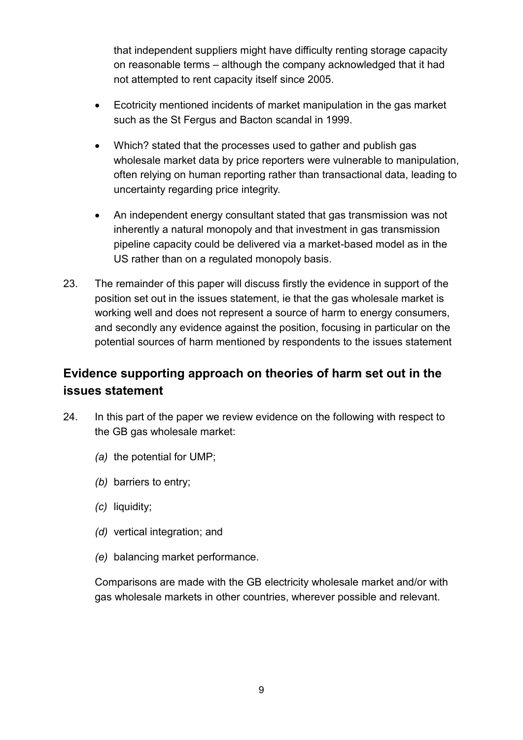that independent suppliers might have difficulty renting storage capacity on reasonable terms – although the company acknowledged that it had not attempted to rent capacity itself since 2005.

- Ecotricity mentioned incidents of market manipulation in the gas market such as the St Fergus and Bacton scandal in 1999.
- Which? stated that the processes used to gather and publish gas wholesale market data by price reporters were vulnerable to manipulation, often relying on human reporting rather than transactional data, leading to uncertainty regarding price integrity.
- An independent energy consultant stated that gas transmission was not inherently a natural monopoly and that investment in gas transmission pipeline capacity could be delivered via a market-based model as in the US rather than on a regulated monopoly basis.

23. The remainder of this paper will discuss firstly the evidence in support of the position set out in the issues statement, ie that the gas wholesale market is working well and does not represent a source of harm to energy consumers, and secondly any evidence against the position, focusing in particular on the potential sources of harm mentioned by respondents to the issues statement

## Evidence supporting approach on theories of harm set out in the issues statement

24. In this part of the paper we review evidence on the following with respect to the GB gas wholesale market:

    *(a)* the potential for UMP;

    *(b)* barriers to entry;

    *(c)* liquidity;

    *(d)* vertical integration; and

    *(e)* balancing market performance.

    Comparisons are made with the GB electricity wholesale market and/or with gas wholesale markets in other countries, wherever possible and relevant.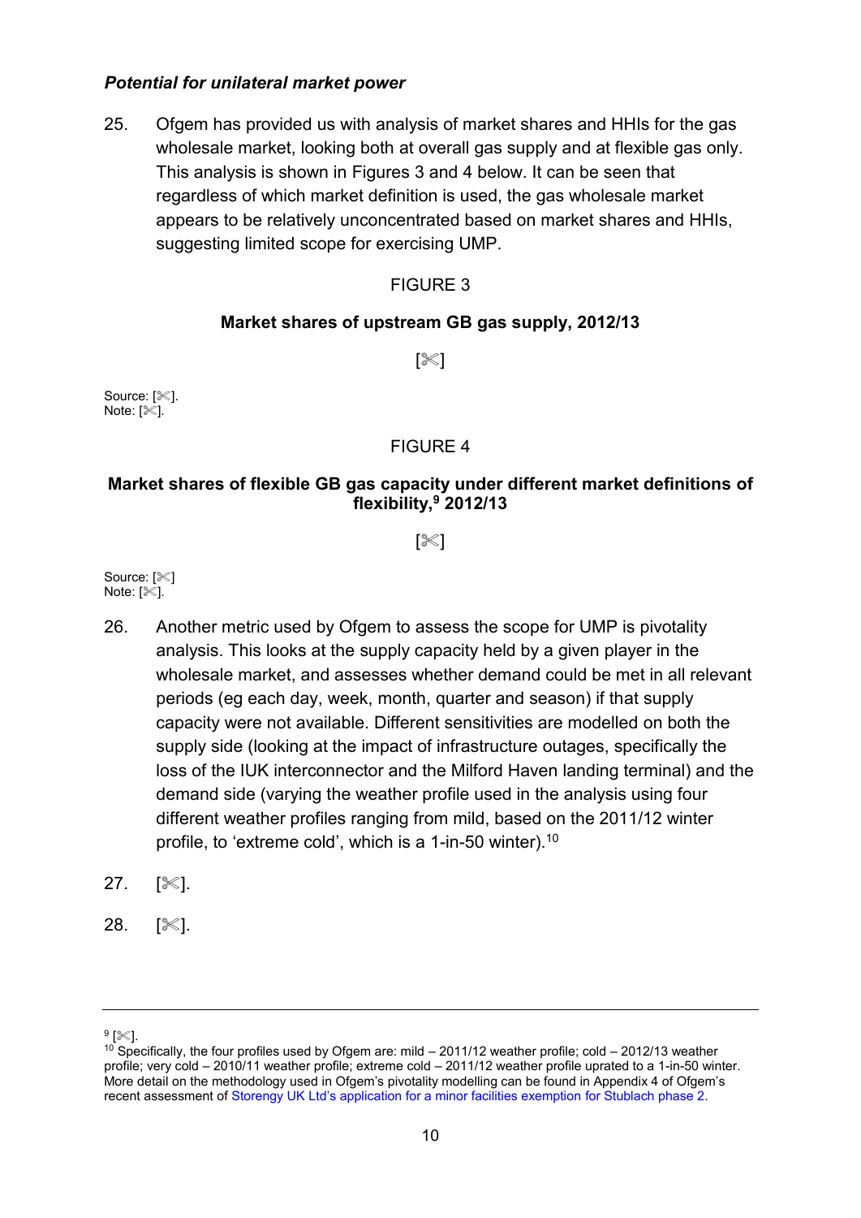*Potential for unilateral market power*

25. Ofgem has provided us with analysis of market shares and HHIs for the gas wholesale market, looking both at overall gas supply and at flexible gas only. This analysis is shown in Figures 3 and 4 below. It can be seen that regardless of which market definition is used, the gas wholesale market appears to be relatively unconcentrated based on market shares and HHIs, suggesting limited scope for exercising UMP.

FIGURE 3

**Market shares of upstream GB gas supply, 2012/13**

[✄]

Source: [✄].
Note: [✄].

FIGURE 4

**Market shares of flexible GB gas capacity under different market definitions of flexibility,[9] 2012/13**

[✄]

Source: [✄]
Note: [✄].

26. Another metric used by Ofgem to assess the scope for UMP is pivotality analysis. This looks at the supply capacity held by a given player in the wholesale market, and assesses whether demand could be met in all relevant periods (eg each day, week, month, quarter and season) if that supply capacity were not available. Different sensitivities are modelled on both the supply side (looking at the impact of infrastructure outages, specifically the loss of the IUK interconnector and the Milford Haven landing terminal) and the demand side (varying the weather profile used in the analysis using four different weather profiles ranging from mild, based on the 2011/12 winter profile, to 'extreme cold', which is a 1-in-50 winter).[10]

27. [✄].

28. [✄].

---

[9] [✄].

[10] Specifically, the four profiles used by Ofgem are: mild – 2011/12 weather profile; cold – 2012/13 weather profile; very cold – 2010/11 weather profile; extreme cold – 2011/12 weather profile uprated to a 1-in-50 winter. More detail on the methodology used in Ofgem's pivotality modelling can be found in Appendix 4 of Ofgem's recent assessment of Storengy UK Ltd's application for a minor facilities exemption for Stublach phase 2.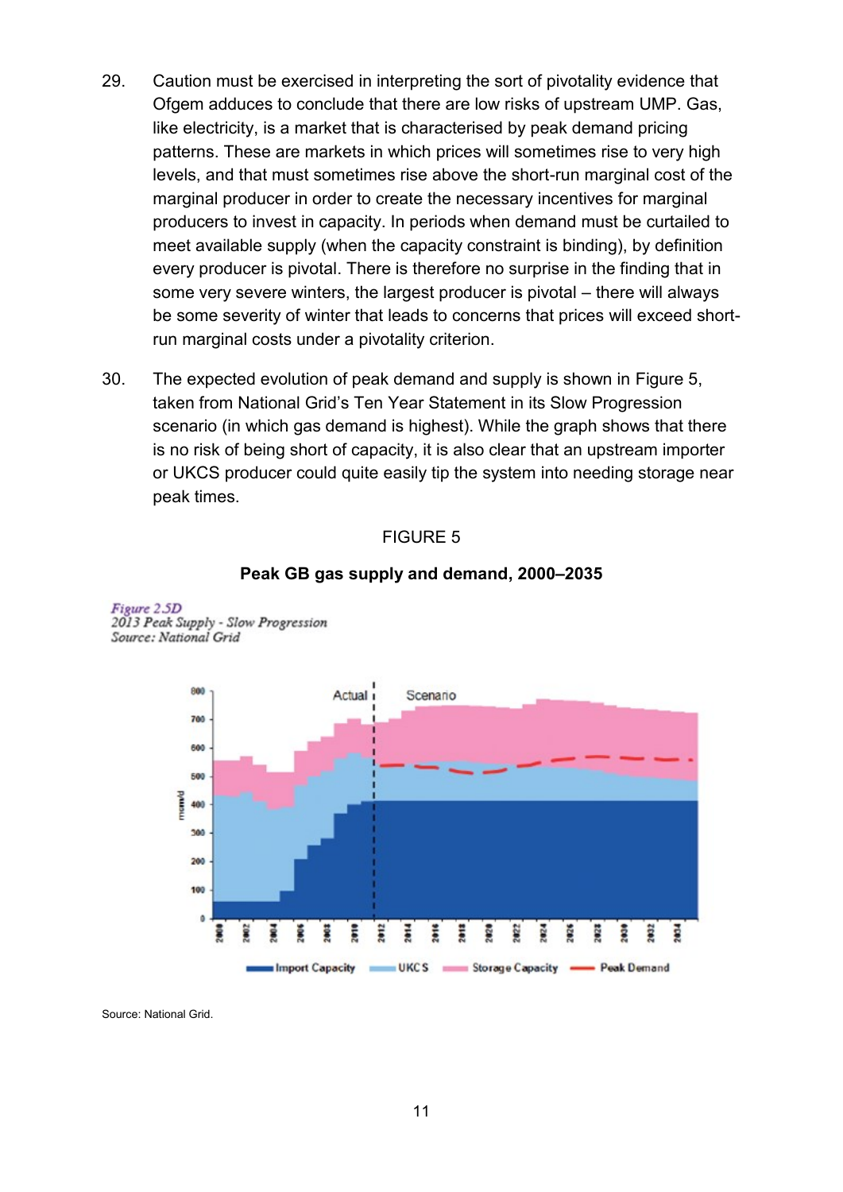29. Caution must be exercised in interpreting the sort of pivotality evidence that Ofgem adduces to conclude that there are low risks of upstream UMP. Gas, like electricity, is a market that is characterised by peak demand pricing patterns. These are markets in which prices will sometimes rise to very high levels, and that must sometimes rise above the short-run marginal cost of the marginal producer in order to create the necessary incentives for marginal producers to invest in capacity. In periods when demand must be curtailed to meet available supply (when the capacity constraint is binding), by definition every producer is pivotal. There is therefore no surprise in the finding that in some very severe winters, the largest producer is pivotal – there will always be some severity of winter that leads to concerns that prices will exceed short-run marginal costs under a pivotality criterion.

30. The expected evolution of peak demand and supply is shown in Figure 5, taken from National Grid's Ten Year Statement in its Slow Progression scenario (in which gas demand is highest). While the graph shows that there is no risk of being short of capacity, it is also clear that an upstream importer or UKCS producer could quite easily tip the system into needing storage near peak times.

FIGURE 5

**Peak GB gas supply and demand, 2000–2035**

Source: National Grid.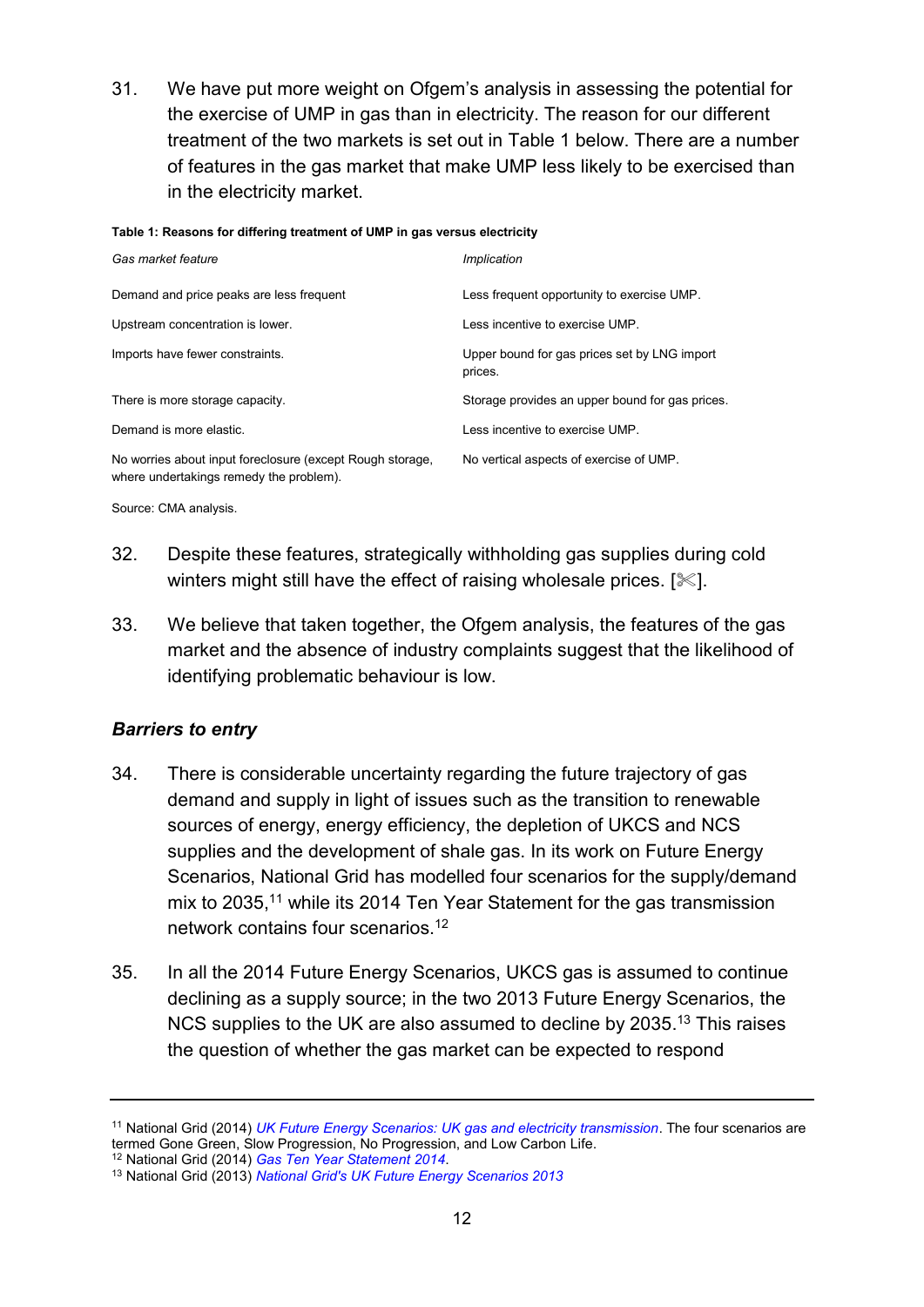31. We have put more weight on Ofgem's analysis in assessing the potential for the exercise of UMP in gas than in electricity. The reason for our different treatment of the two markets is set out in Table 1 below. There are a number of features in the gas market that make UMP less likely to be exercised than in the electricity market.

**Table 1: Reasons for differing treatment of UMP in gas versus electricity**

| *Gas market feature* | *Implication* |
|---|---|
| Demand and price peaks are less frequent | Less frequent opportunity to exercise UMP. |
| Upstream concentration is lower. | Less incentive to exercise UMP. |
| Imports have fewer constraints. | Upper bound for gas prices set by LNG import prices. |
| There is more storage capacity. | Storage provides an upper bound for gas prices. |
| Demand is more elastic. | Less incentive to exercise UMP. |
| No worries about input foreclosure (except Rough storage, where undertakings remedy the problem). | No vertical aspects of exercise of UMP. |

Source: CMA analysis.

32. Despite these features, strategically withholding gas supplies during cold winters might still have the effect of raising wholesale prices. [✂].

33. We believe that taken together, the Ofgem analysis, the features of the gas market and the absence of industry complaints suggest that the likelihood of identifying problematic behaviour is low.

### *Barriers to entry*

34. There is considerable uncertainty regarding the future trajectory of gas demand and supply in light of issues such as the transition to renewable sources of energy, energy efficiency, the depletion of UKCS and NCS supplies and the development of shale gas. In its work on Future Energy Scenarios, National Grid has modelled four scenarios for the supply/demand mix to 2035,[11] while its 2014 Ten Year Statement for the gas transmission network contains four scenarios.[12]

35. In all the 2014 Future Energy Scenarios, UKCS gas is assumed to continue declining as a supply source; in the two 2013 Future Energy Scenarios, the NCS supplies to the UK are also assumed to decline by 2035.[13] This raises the question of whether the gas market can be expected to respond

---

[11] National Grid (2014) *UK Future Energy Scenarios: UK gas and electricity transmission*. The four scenarios are termed Gone Green, Slow Progression, No Progression, and Low Carbon Life.
[12] National Grid (2014) *Gas Ten Year Statement 2014*.
[13] National Grid (2013) *National Grid's UK Future Energy Scenarios 2013*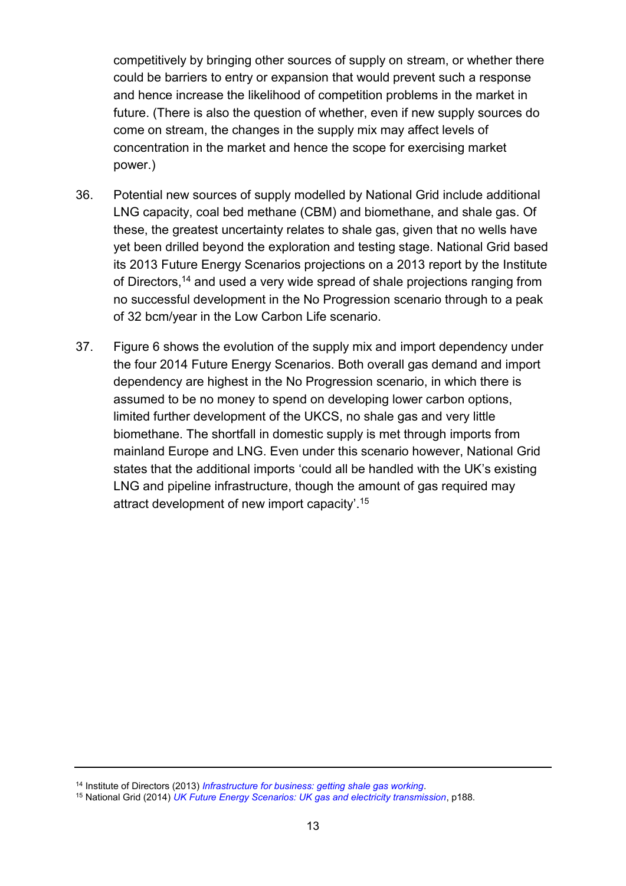competitively by bringing other sources of supply on stream, or whether there could be barriers to entry or expansion that would prevent such a response and hence increase the likelihood of competition problems in the market in future. (There is also the question of whether, even if new supply sources do come on stream, the changes in the supply mix may affect levels of concentration in the market and hence the scope for exercising market power.)

36. Potential new sources of supply modelled by National Grid include additional LNG capacity, coal bed methane (CBM) and biomethane, and shale gas. Of these, the greatest uncertainty relates to shale gas, given that no wells have yet been drilled beyond the exploration and testing stage. National Grid based its 2013 Future Energy Scenarios projections on a 2013 report by the Institute of Directors,[14] and used a very wide spread of shale projections ranging from no successful development in the No Progression scenario through to a peak of 32 bcm/year in the Low Carbon Life scenario.

37. Figure 6 shows the evolution of the supply mix and import dependency under the four 2014 Future Energy Scenarios. Both overall gas demand and import dependency are highest in the No Progression scenario, in which there is assumed to be no money to spend on developing lower carbon options, limited further development of the UKCS, no shale gas and very little biomethane. The shortfall in domestic supply is met through imports from mainland Europe and LNG. Even under this scenario however, National Grid states that the additional imports 'could all be handled with the UK's existing LNG and pipeline infrastructure, though the amount of gas required may attract development of new import capacity'.[15]

---

[14] Institute of Directors (2013) *Infrastructure for business: getting shale gas working*.

[15] National Grid (2014) *UK Future Energy Scenarios: UK gas and electricity transmission*, p188.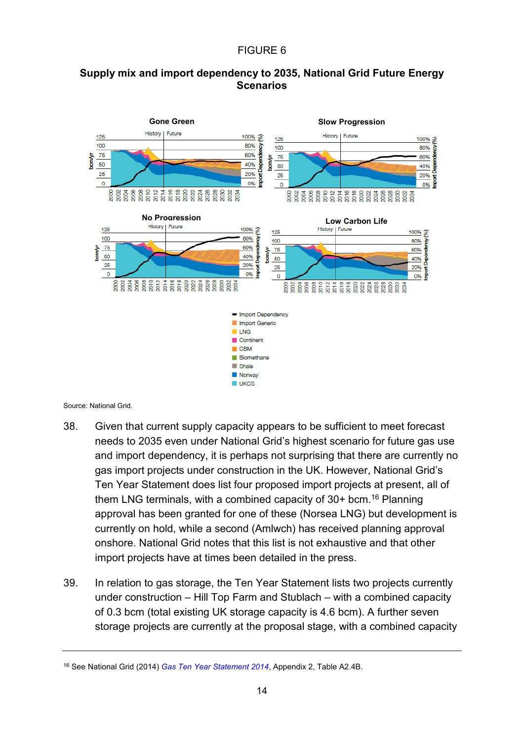FIGURE 6

**Supply mix and import dependency to 2035, National Grid Future Energy Scenarios**

Source: National Grid.

38. Given that current supply capacity appears to be sufficient to meet forecast needs to 2035 even under National Grid's highest scenario for future gas use and import dependency, it is perhaps not surprising that there are currently no gas import projects under construction in the UK. However, National Grid's Ten Year Statement does list four proposed import projects at present, all of them LNG terminals, with a combined capacity of 30+ bcm.[16] Planning approval has been granted for one of these (Norsea LNG) but development is currently on hold, while a second (Amlwch) has received planning approval onshore. National Grid notes that this list is not exhaustive and that other import projects have at times been detailed in the press.

39. In relation to gas storage, the Ten Year Statement lists two projects currently under construction – Hill Top Farm and Stublach – with a combined capacity of 0.3 bcm (total existing UK storage capacity is 4.6 bcm). A further seven storage projects are currently at the proposal stage, with a combined capacity

[16] See National Grid (2014) *Gas Ten Year Statement 2014*, Appendix 2, Table A2.4B.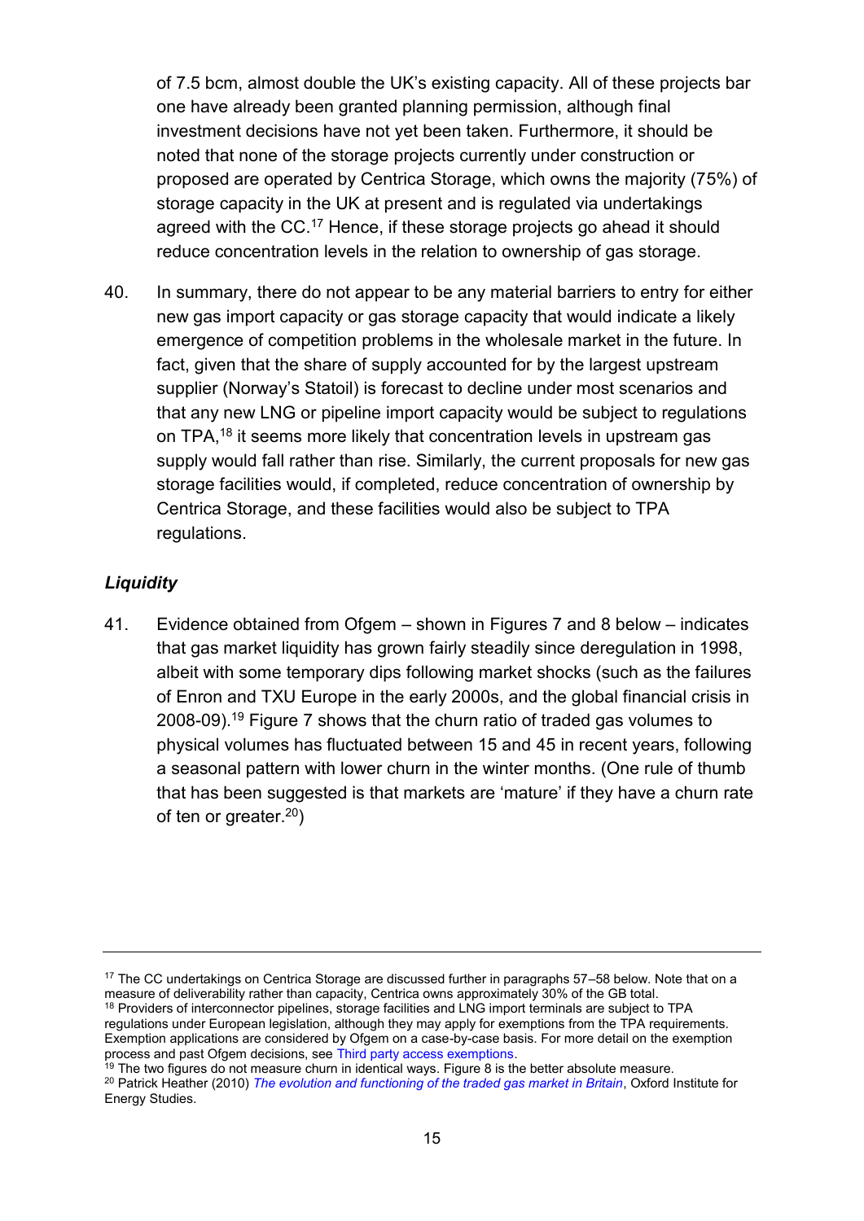of 7.5 bcm, almost double the UK's existing capacity. All of these projects bar one have already been granted planning permission, although final investment decisions have not yet been taken. Furthermore, it should be noted that none of the storage projects currently under construction or proposed are operated by Centrica Storage, which owns the majority (75%) of storage capacity in the UK at present and is regulated via undertakings agreed with the CC.[17] Hence, if these storage projects go ahead it should reduce concentration levels in the relation to ownership of gas storage.

40. In summary, there do not appear to be any material barriers to entry for either new gas import capacity or gas storage capacity that would indicate a likely emergence of competition problems in the wholesale market in the future. In fact, given that the share of supply accounted for by the largest upstream supplier (Norway's Statoil) is forecast to decline under most scenarios and that any new LNG or pipeline import capacity would be subject to regulations on TPA,[18] it seems more likely that concentration levels in upstream gas supply would fall rather than rise. Similarly, the current proposals for new gas storage facilities would, if completed, reduce concentration of ownership by Centrica Storage, and these facilities would also be subject to TPA regulations.

### *Liquidity*

41. Evidence obtained from Ofgem – shown in Figures 7 and 8 below – indicates that gas market liquidity has grown fairly steadily since deregulation in 1998, albeit with some temporary dips following market shocks (such as the failures of Enron and TXU Europe in the early 2000s, and the global financial crisis in 2008-09).[19] Figure 7 shows that the churn ratio of traded gas volumes to physical volumes has fluctuated between 15 and 45 in recent years, following a seasonal pattern with lower churn in the winter months. (One rule of thumb that has been suggested is that markets are 'mature' if they have a churn rate of ten or greater.[20])

---

[17] The CC undertakings on Centrica Storage are discussed further in paragraphs 57–58 below. Note that on a measure of deliverability rather than capacity, Centrica owns approximately 30% of the GB total.

[18] Providers of interconnector pipelines, storage facilities and LNG import terminals are subject to TPA regulations under European legislation, although they may apply for exemptions from the TPA requirements. Exemption applications are considered by Ofgem on a case-by-case basis. For more detail on the exemption process and past Ofgem decisions, see Third party access exemptions.

[19] The two figures do not measure churn in identical ways. Figure 8 is the better absolute measure.

[20] Patrick Heather (2010) *The evolution and functioning of the traded gas market in Britain*, Oxford Institute for Energy Studies.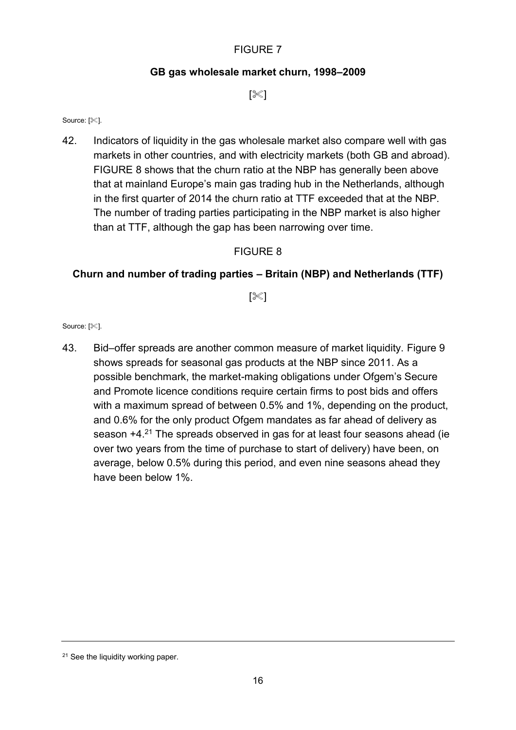FIGURE 7

**GB gas wholesale market churn, 1998–2009**

[✂]

Source: [✂].

42. Indicators of liquidity in the gas wholesale market also compare well with gas markets in other countries, and with electricity markets (both GB and abroad). FIGURE 8 shows that the churn ratio at the NBP has generally been above that at mainland Europe's main gas trading hub in the Netherlands, although in the first quarter of 2014 the churn ratio at TTF exceeded that at the NBP. The number of trading parties participating in the NBP market is also higher than at TTF, although the gap has been narrowing over time.

FIGURE 8

**Churn and number of trading parties – Britain (NBP) and Netherlands (TTF)**

[✂]

Source: [✂].

43. Bid–offer spreads are another common measure of market liquidity. Figure 9 shows spreads for seasonal gas products at the NBP since 2011. As a possible benchmark, the market-making obligations under Ofgem's Secure and Promote licence conditions require certain firms to post bids and offers with a maximum spread of between 0.5% and 1%, depending on the product, and 0.6% for the only product Ofgem mandates as far ahead of delivery as season +4.[21] The spreads observed in gas for at least four seasons ahead (ie over two years from the time of purchase to start of delivery) have been, on average, below 0.5% during this period, and even nine seasons ahead they have been below 1%.

[21] See the liquidity working paper.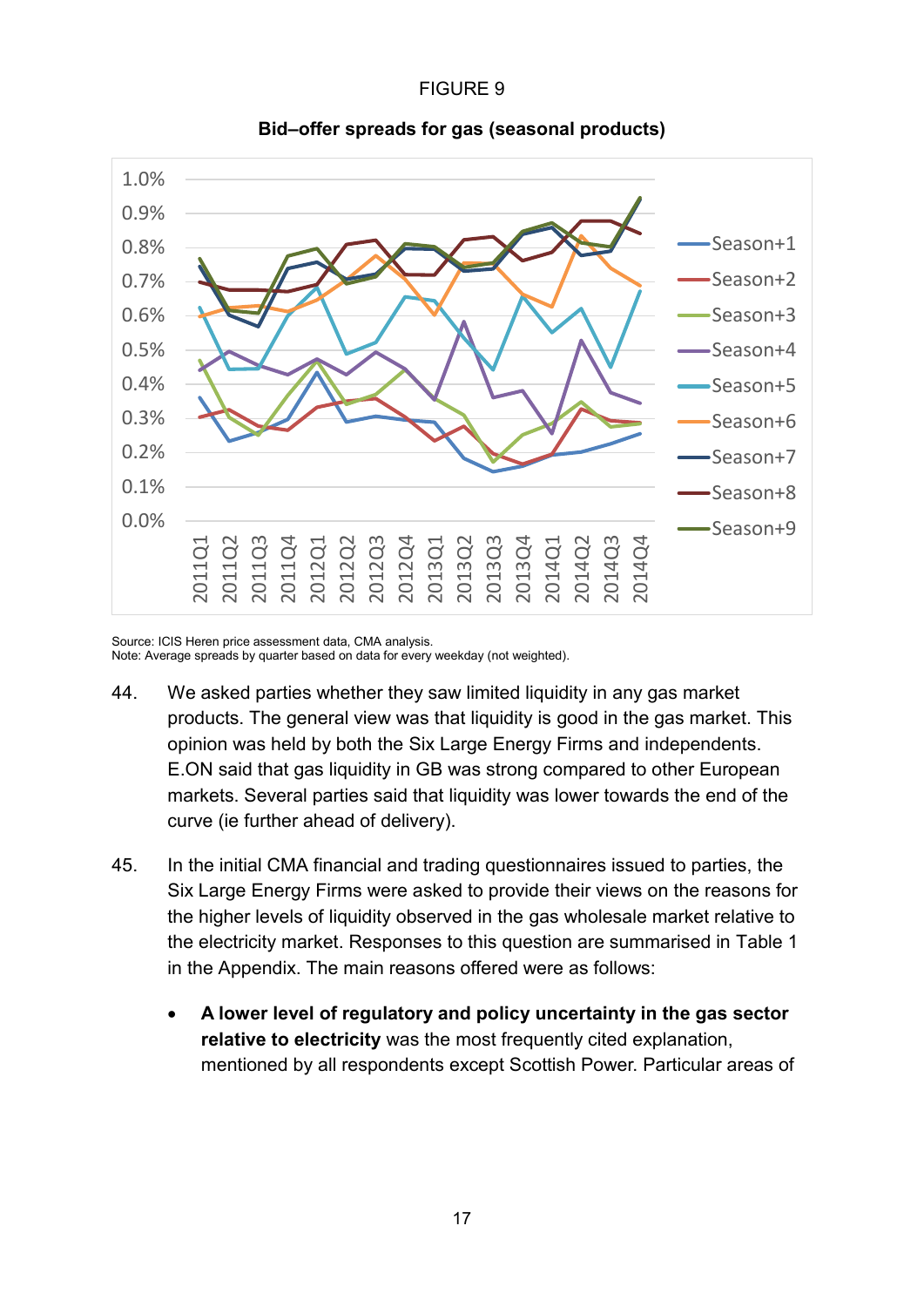FIGURE 9

**Bid–offer spreads for gas (seasonal products)**

Source: ICIS Heren price assessment data, CMA analysis.
Note: Average spreads by quarter based on data for every weekday (not weighted).

44. We asked parties whether they saw limited liquidity in any gas market products. The general view was that liquidity is good in the gas market. This opinion was held by both the Six Large Energy Firms and independents. E.ON said that gas liquidity in GB was strong compared to other European markets. Several parties said that liquidity was lower towards the end of the curve (ie further ahead of delivery).

45. In the initial CMA financial and trading questionnaires issued to parties, the Six Large Energy Firms were asked to provide their views on the reasons for the higher levels of liquidity observed in the gas wholesale market relative to the electricity market. Responses to this question are summarised in Table 1 in the Appendix. The main reasons offered were as follows:

- **A lower level of regulatory and policy uncertainty in the gas sector relative to electricity** was the most frequently cited explanation, mentioned by all respondents except Scottish Power. Particular areas of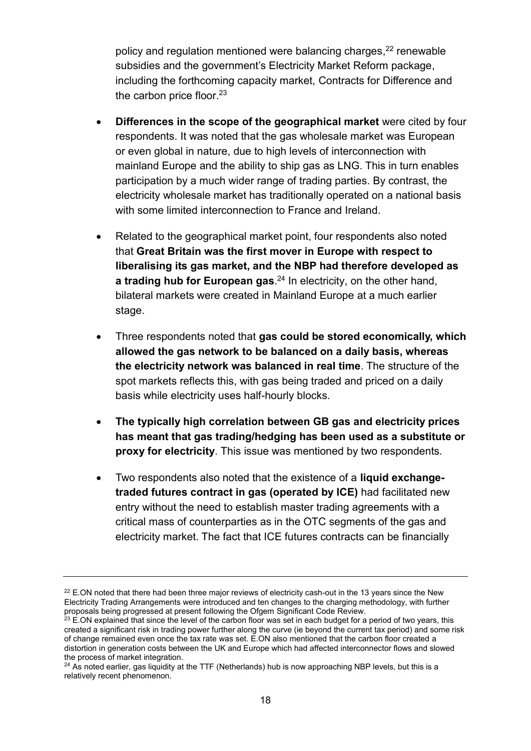policy and regulation mentioned were balancing charges,[22] renewable subsidies and the government's Electricity Market Reform package, including the forthcoming capacity market, Contracts for Difference and the carbon price floor.[23]

- **Differences in the scope of the geographical market** were cited by four respondents. It was noted that the gas wholesale market was European or even global in nature, due to high levels of interconnection with mainland Europe and the ability to ship gas as LNG. This in turn enables participation by a much wider range of trading parties. By contrast, the electricity wholesale market has traditionally operated on a national basis with some limited interconnection to France and Ireland.

- Related to the geographical market point, four respondents also noted that **Great Britain was the first mover in Europe with respect to liberalising its gas market, and the NBP had therefore developed as a trading hub for European gas**.[24] In electricity, on the other hand, bilateral markets were created in Mainland Europe at a much earlier stage.

- Three respondents noted that **gas could be stored economically, which allowed the gas network to be balanced on a daily basis, whereas the electricity network was balanced in real time**. The structure of the spot markets reflects this, with gas being traded and priced on a daily basis while electricity uses half-hourly blocks.

- **The typically high correlation between GB gas and electricity prices has meant that gas trading/hedging has been used as a substitute or proxy for electricity**. This issue was mentioned by two respondents.

- Two respondents also noted that the existence of a **liquid exchange-traded futures contract in gas (operated by ICE)** had facilitated new entry without the need to establish master trading agreements with a critical mass of counterparties as in the OTC segments of the gas and electricity market. The fact that ICE futures contracts can be financially

---

[22] E.ON noted that there had been three major reviews of electricity cash-out in the 13 years since the New Electricity Trading Arrangements were introduced and ten changes to the charging methodology, with further proposals being progressed at present following the Ofgem Significant Code Review.

[23] E.ON explained that since the level of the carbon floor was set in each budget for a period of two years, this created a significant risk in trading power further along the curve (ie beyond the current tax period) and some risk of change remained even once the tax rate was set. E.ON also mentioned that the carbon floor created a distortion in generation costs between the UK and Europe which had affected interconnector flows and slowed the process of market integration.

[24] As noted earlier, gas liquidity at the TTF (Netherlands) hub is now approaching NBP levels, but this is a relatively recent phenomenon.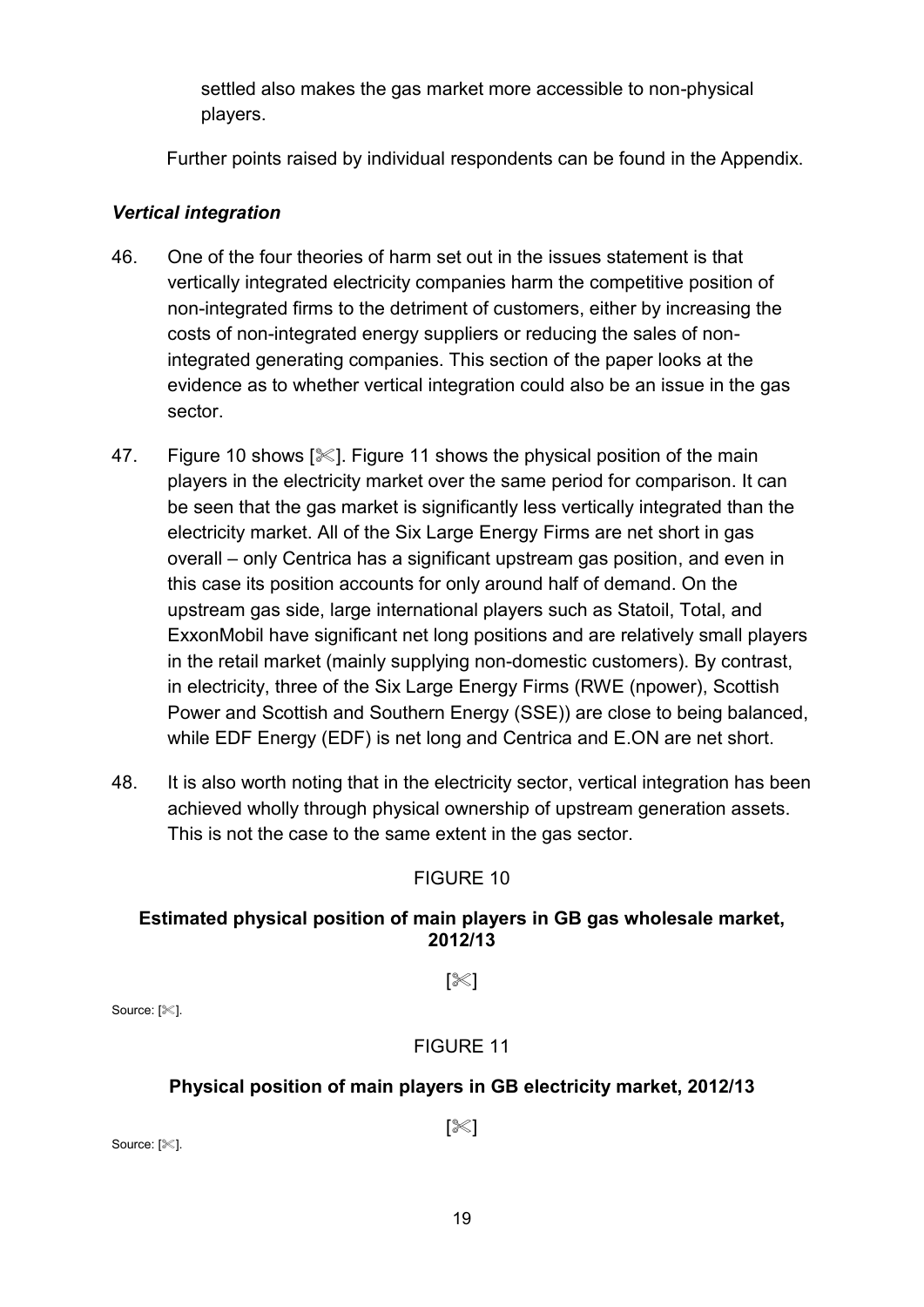settled also makes the gas market more accessible to non-physical players.

Further points raised by individual respondents can be found in the Appendix.

### *Vertical integration*

46. One of the four theories of harm set out in the issues statement is that vertically integrated electricity companies harm the competitive position of non-integrated firms to the detriment of customers, either by increasing the costs of non-integrated energy suppliers or reducing the sales of non-integrated generating companies. This section of the paper looks at the evidence as to whether vertical integration could also be an issue in the gas sector.

47. Figure 10 shows [✂]. Figure 11 shows the physical position of the main players in the electricity market over the same period for comparison. It can be seen that the gas market is significantly less vertically integrated than the electricity market. All of the Six Large Energy Firms are net short in gas overall – only Centrica has a significant upstream gas position, and even in this case its position accounts for only around half of demand. On the upstream gas side, large international players such as Statoil, Total, and ExxonMobil have significant net long positions and are relatively small players in the retail market (mainly supplying non-domestic customers). By contrast, in electricity, three of the Six Large Energy Firms (RWE (npower), Scottish Power and Scottish and Southern Energy (SSE)) are close to being balanced, while EDF Energy (EDF) is net long and Centrica and E.ON are net short.

48. It is also worth noting that in the electricity sector, vertical integration has been achieved wholly through physical ownership of upstream generation assets. This is not the case to the same extent in the gas sector.

FIGURE 10

**Estimated physical position of main players in GB gas wholesale market, 2012/13**

[✂]

Source: [✂].

FIGURE 11

**Physical position of main players in GB electricity market, 2012/13**

[✂]

Source: [✂].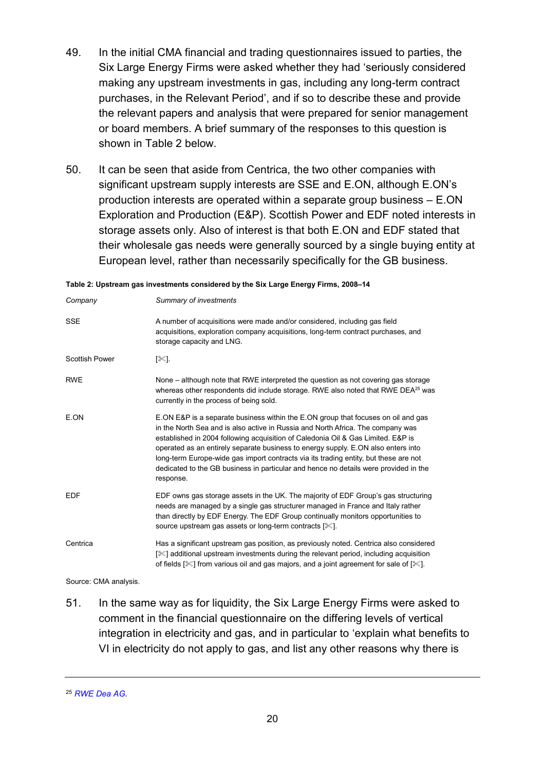49. In the initial CMA financial and trading questionnaires issued to parties, the Six Large Energy Firms were asked whether they had 'seriously considered making any upstream investments in gas, including any long-term contract purchases, in the Relevant Period', and if so to describe these and provide the relevant papers and analysis that were prepared for senior management or board members. A brief summary of the responses to this question is shown in Table 2 below.

50. It can be seen that aside from Centrica, the two other companies with significant upstream supply interests are SSE and E.ON, although E.ON's production interests are operated within a separate group business – E.ON Exploration and Production (E&P). Scottish Power and EDF noted interests in storage assets only. Also of interest is that both E.ON and EDF stated that their wholesale gas needs were generally sourced by a single buying entity at European level, rather than necessarily specifically for the GB business.

**Table 2: Upstream gas investments considered by the Six Large Energy Firms, 2008–14**

| *Company* | *Summary of investments* |
|---|---|
| SSE | A number of acquisitions were made and/or considered, including gas field acquisitions, exploration company acquisitions, long-term contract purchases, and storage capacity and LNG. |
| Scottish Power | [✂]. |
| RWE | None – although note that RWE interpreted the question as not covering gas storage whereas other respondents did include storage. RWE also noted that RWE DEA[25] was currently in the process of being sold. |
| E.ON | E.ON E&P is a separate business within the E.ON group that focuses on oil and gas in the North Sea and is also active in Russia and North Africa. The company was established in 2004 following acquisition of Caledonia Oil & Gas Limited. E&P is operated as an entirely separate business to energy supply. E.ON also enters into long-term Europe-wide gas import contracts via its trading entity, but these are not dedicated to the GB business in particular and hence no details were provided in the response. |
| EDF | EDF owns gas storage assets in the UK. The majority of EDF Group's gas structuring needs are managed by a single gas structurer managed in France and Italy rather than directly by EDF Energy. The EDF Group continually monitors opportunities to source upstream gas assets or long-term contracts [✂]. |
| Centrica | Has a significant upstream gas position, as previously noted. Centrica also considered [✂] additional upstream investments during the relevant period, including acquisition of fields [✂] from various oil and gas majors, and a joint agreement for sale of [✂]. |

Source: CMA analysis.

51. In the same way as for liquidity, the Six Large Energy Firms were asked to comment in the financial questionnaire on the differing levels of vertical integration in electricity and gas, and in particular to 'explain what benefits to VI in electricity do not apply to gas, and list any other reasons why there is

---

[25] *RWE Dea AG.*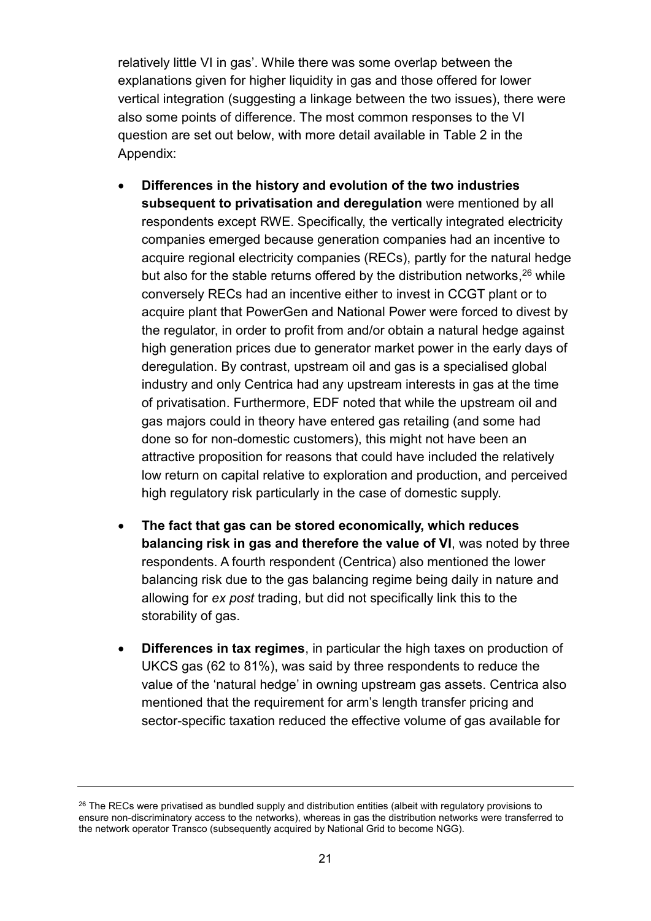relatively little VI in gas'. While there was some overlap between the explanations given for higher liquidity in gas and those offered for lower vertical integration (suggesting a linkage between the two issues), there were also some points of difference. The most common responses to the VI question are set out below, with more detail available in Table 2 in the Appendix:

- **Differences in the history and evolution of the two industries subsequent to privatisation and deregulation** were mentioned by all respondents except RWE. Specifically, the vertically integrated electricity companies emerged because generation companies had an incentive to acquire regional electricity companies (RECs), partly for the natural hedge but also for the stable returns offered by the distribution networks,[26] while conversely RECs had an incentive either to invest in CCGT plant or to acquire plant that PowerGen and National Power were forced to divest by the regulator, in order to profit from and/or obtain a natural hedge against high generation prices due to generator market power in the early days of deregulation. By contrast, upstream oil and gas is a specialised global industry and only Centrica had any upstream interests in gas at the time of privatisation. Furthermore, EDF noted that while the upstream oil and gas majors could in theory have entered gas retailing (and some had done so for non-domestic customers), this might not have been an attractive proposition for reasons that could have included the relatively low return on capital relative to exploration and production, and perceived high regulatory risk particularly in the case of domestic supply.

- **The fact that gas can be stored economically, which reduces balancing risk in gas and therefore the value of VI**, was noted by three respondents. A fourth respondent (Centrica) also mentioned the lower balancing risk due to the gas balancing regime being daily in nature and allowing for *ex post* trading, but did not specifically link this to the storability of gas.

- **Differences in tax regimes**, in particular the high taxes on production of UKCS gas (62 to 81%), was said by three respondents to reduce the value of the 'natural hedge' in owning upstream gas assets. Centrica also mentioned that the requirement for arm's length transfer pricing and sector-specific taxation reduced the effective volume of gas available for

---

[26] The RECs were privatised as bundled supply and distribution entities (albeit with regulatory provisions to ensure non-discriminatory access to the networks), whereas in gas the distribution networks were transferred to the network operator Transco (subsequently acquired by National Grid to become NGG).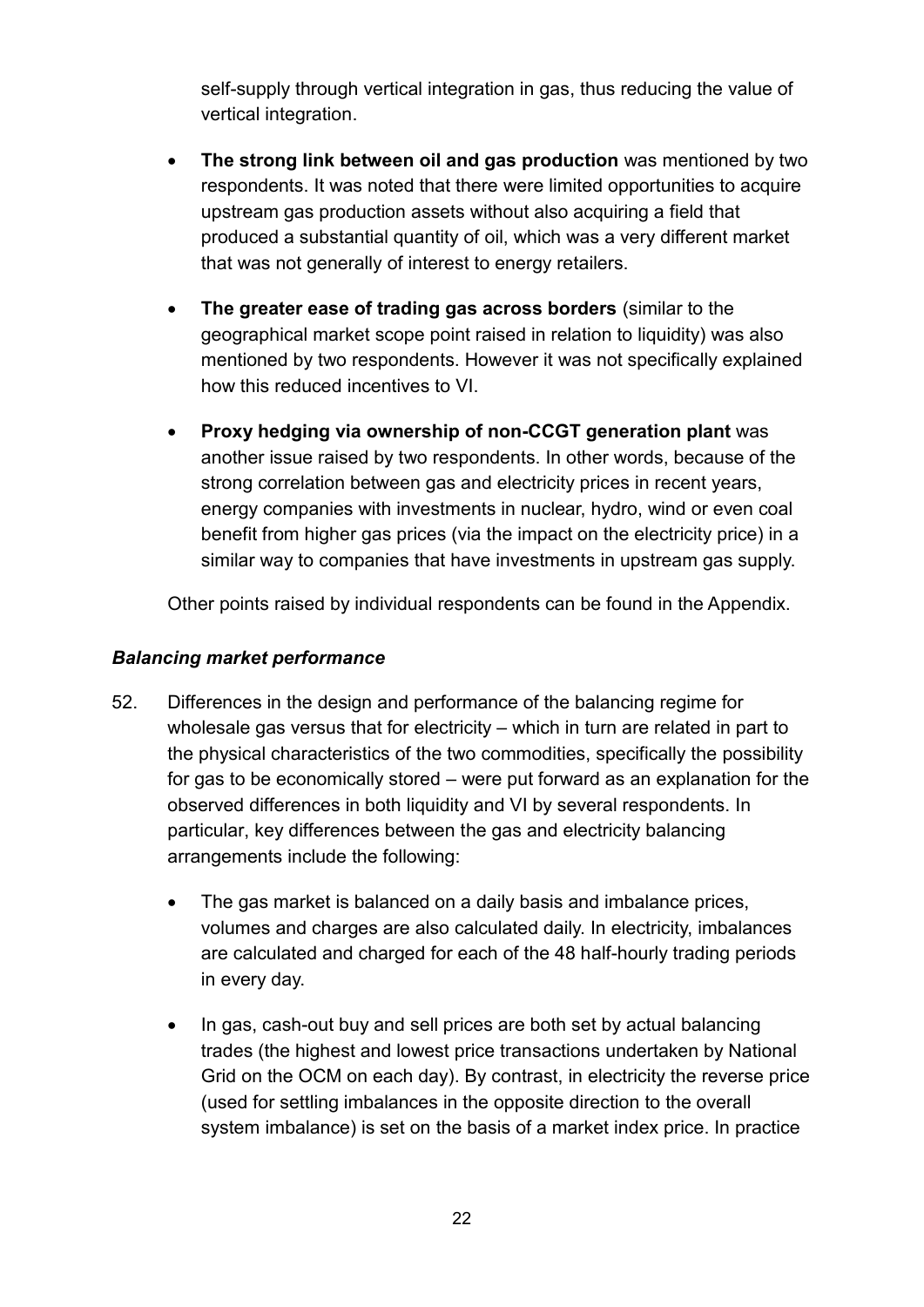self-supply through vertical integration in gas, thus reducing the value of vertical integration.

- **The strong link between oil and gas production** was mentioned by two respondents. It was noted that there were limited opportunities to acquire upstream gas production assets without also acquiring a field that produced a substantial quantity of oil, which was a very different market that was not generally of interest to energy retailers.

- **The greater ease of trading gas across borders** (similar to the geographical market scope point raised in relation to liquidity) was also mentioned by two respondents. However it was not specifically explained how this reduced incentives to VI.

- **Proxy hedging via ownership of non-CCGT generation plant** was another issue raised by two respondents. In other words, because of the strong correlation between gas and electricity prices in recent years, energy companies with investments in nuclear, hydro, wind or even coal benefit from higher gas prices (via the impact on the electricity price) in a similar way to companies that have investments in upstream gas supply.

Other points raised by individual respondents can be found in the Appendix.

***Balancing market performance***

52. Differences in the design and performance of the balancing regime for wholesale gas versus that for electricity – which in turn are related in part to the physical characteristics of the two commodities, specifically the possibility for gas to be economically stored – were put forward as an explanation for the observed differences in both liquidity and VI by several respondents. In particular, key differences between the gas and electricity balancing arrangements include the following:

    - The gas market is balanced on a daily basis and imbalance prices, volumes and charges are also calculated daily. In electricity, imbalances are calculated and charged for each of the 48 half-hourly trading periods in every day.

    - In gas, cash-out buy and sell prices are both set by actual balancing trades (the highest and lowest price transactions undertaken by National Grid on the OCM on each day). By contrast, in electricity the reverse price (used for settling imbalances in the opposite direction to the overall system imbalance) is set on the basis of a market index price. In practice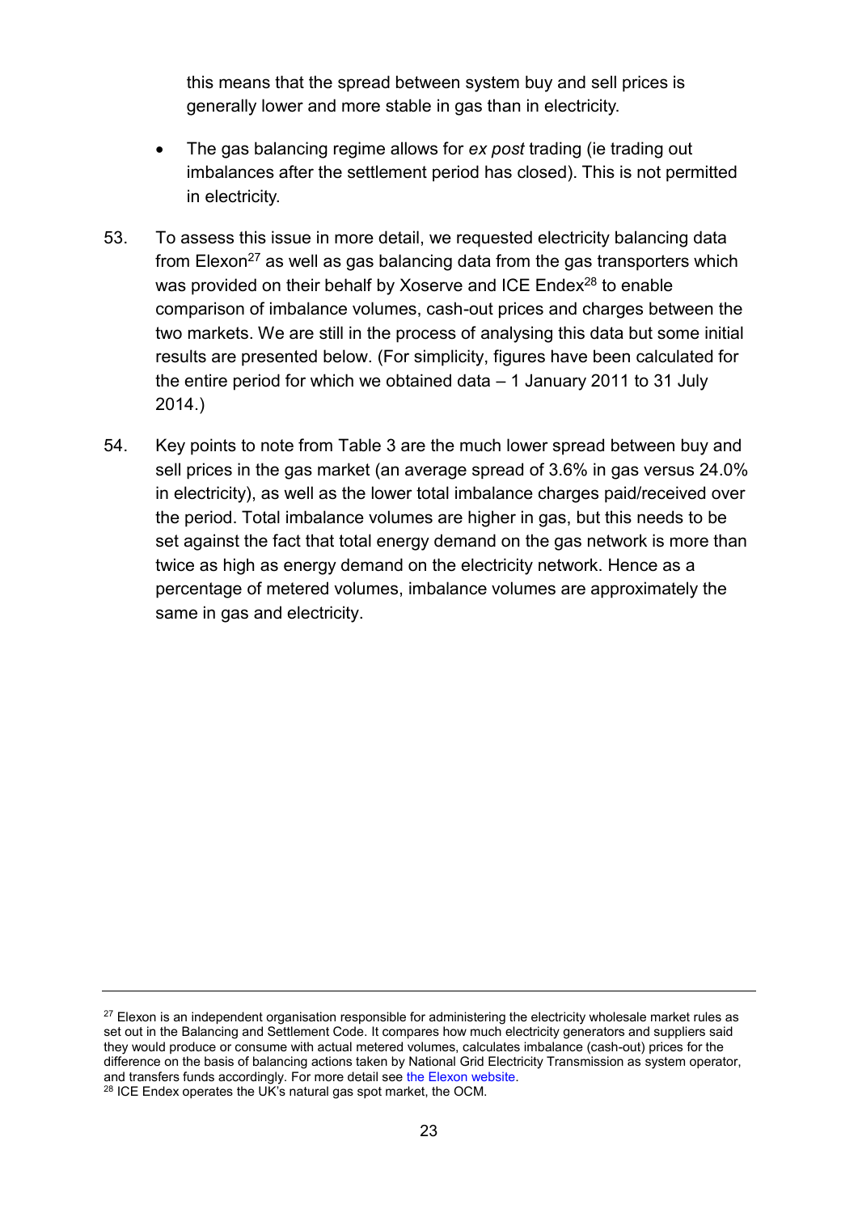this means that the spread between system buy and sell prices is generally lower and more stable in gas than in electricity.

- The gas balancing regime allows for *ex post* trading (ie trading out imbalances after the settlement period has closed). This is not permitted in electricity.

53. To assess this issue in more detail, we requested electricity balancing data from Elexon[27] as well as gas balancing data from the gas transporters which was provided on their behalf by Xoserve and ICE Endex[28] to enable comparison of imbalance volumes, cash-out prices and charges between the two markets. We are still in the process of analysing this data but some initial results are presented below. (For simplicity, figures have been calculated for the entire period for which we obtained data – 1 January 2011 to 31 July 2014.)

54. Key points to note from Table 3 are the much lower spread between buy and sell prices in the gas market (an average spread of 3.6% in gas versus 24.0% in electricity), as well as the lower total imbalance charges paid/received over the period. Total imbalance volumes are higher in gas, but this needs to be set against the fact that total energy demand on the gas network is more than twice as high as energy demand on the electricity network. Hence as a percentage of metered volumes, imbalance volumes are approximately the same in gas and electricity.

---

[27] Elexon is an independent organisation responsible for administering the electricity wholesale market rules as set out in the Balancing and Settlement Code. It compares how much electricity generators and suppliers said they would produce or consume with actual metered volumes, calculates imbalance (cash-out) prices for the difference on the basis of balancing actions taken by National Grid Electricity Transmission as system operator, and transfers funds accordingly. For more detail see the Elexon website.

[28] ICE Endex operates the UK's natural gas spot market, the OCM.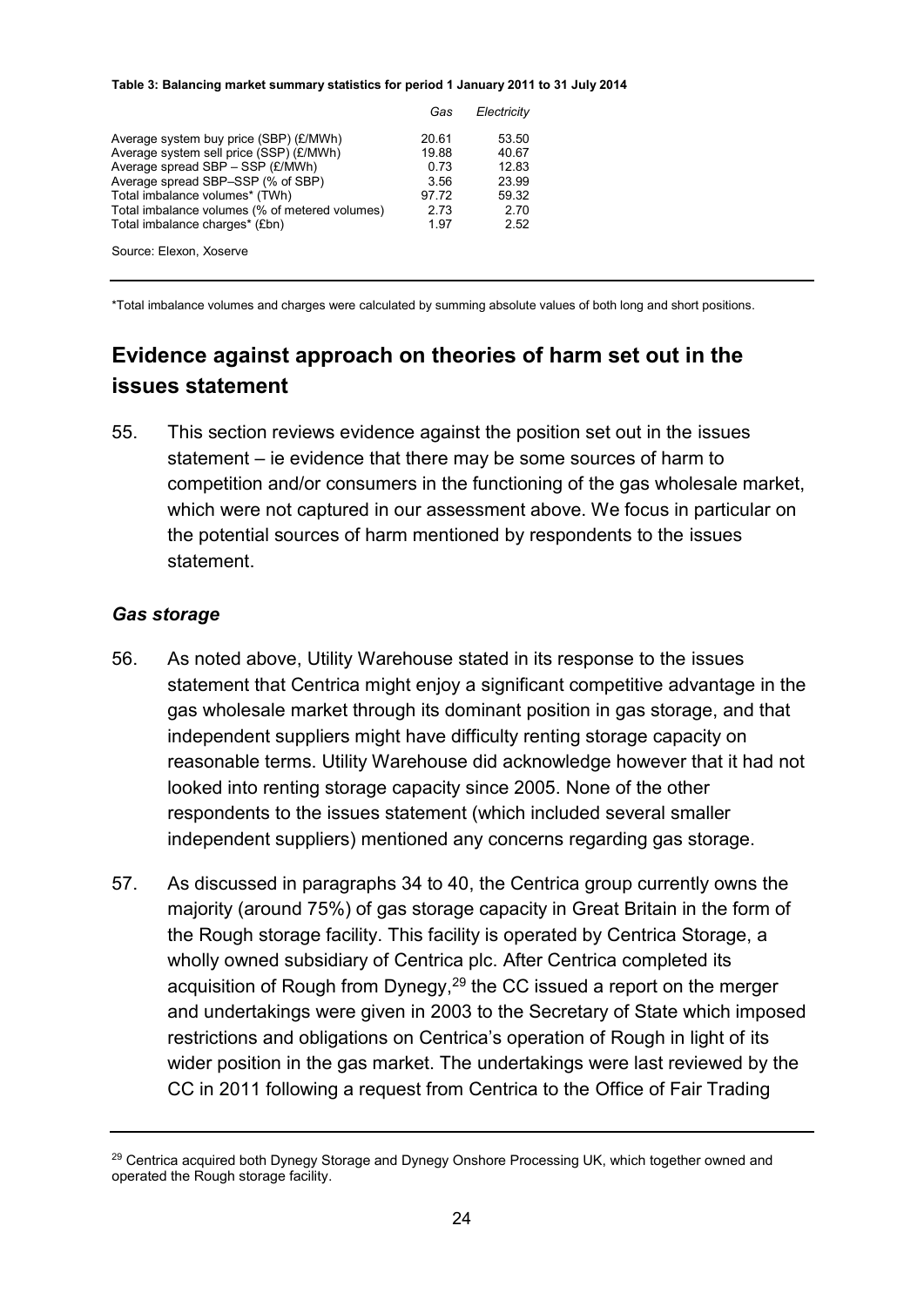**Table 3: Balancing market summary statistics for period 1 January 2011 to 31 July 2014**

| | *Gas* | *Electricity* |
|---|---|---|
| Average system buy price (SBP) (£/MWh) | 20.61 | 53.50 |
| Average system sell price (SSP) (£/MWh) | 19.88 | 40.67 |
| Average spread SBP – SSP (£/MWh) | 0.73 | 12.83 |
| Average spread SBP–SSP (% of SBP) | 3.56 | 23.99 |
| Total imbalance volumes* (TWh) | 97.72 | 59.32 |
| Total imbalance volumes (% of metered volumes) | 2.73 | 2.70 |
| Total imbalance charges* (£bn) | 1.97 | 2.52 |

Source: Elexon, Xoserve

*Total imbalance volumes and charges were calculated by summing absolute values of both long and short positions.

## Evidence against approach on theories of harm set out in the issues statement

55. This section reviews evidence against the position set out in the issues statement – ie evidence that there may be some sources of harm to competition and/or consumers in the functioning of the gas wholesale market, which were not captured in our assessment above. We focus in particular on the potential sources of harm mentioned by respondents to the issues statement.

### *Gas storage*

56. As noted above, Utility Warehouse stated in its response to the issues statement that Centrica might enjoy a significant competitive advantage in the gas wholesale market through its dominant position in gas storage, and that independent suppliers might have difficulty renting storage capacity on reasonable terms. Utility Warehouse did acknowledge however that it had not looked into renting storage capacity since 2005. None of the other respondents to the issues statement (which included several smaller independent suppliers) mentioned any concerns regarding gas storage.

57. As discussed in paragraphs 34 to 40, the Centrica group currently owns the majority (around 75%) of gas storage capacity in Great Britain in the form of the Rough storage facility. This facility is operated by Centrica Storage, a wholly owned subsidiary of Centrica plc. After Centrica completed its acquisition of Rough from Dynegy,[29] the CC issued a report on the merger and undertakings were given in 2003 to the Secretary of State which imposed restrictions and obligations on Centrica's operation of Rough in light of its wider position in the gas market. The undertakings were last reviewed by the CC in 2011 following a request from Centrica to the Office of Fair Trading

[29] Centrica acquired both Dynegy Storage and Dynegy Onshore Processing UK, which together owned and operated the Rough storage facility.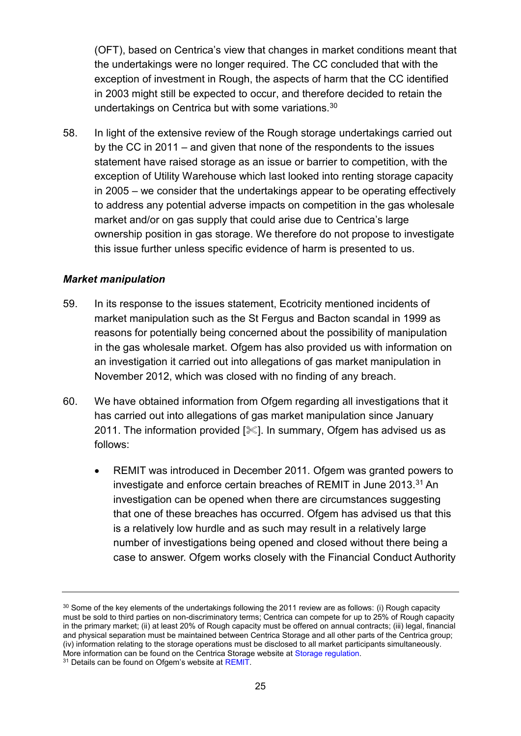(OFT), based on Centrica's view that changes in market conditions meant that the undertakings were no longer required. The CC concluded that with the exception of investment in Rough, the aspects of harm that the CC identified in 2003 might still be expected to occur, and therefore decided to retain the undertakings on Centrica but with some variations.[30]

58. In light of the extensive review of the Rough storage undertakings carried out by the CC in 2011 – and given that none of the respondents to the issues statement have raised storage as an issue or barrier to competition, with the exception of Utility Warehouse which last looked into renting storage capacity in 2005 – we consider that the undertakings appear to be operating effectively to address any potential adverse impacts on competition in the gas wholesale market and/or on gas supply that could arise due to Centrica's large ownership position in gas storage. We therefore do not propose to investigate this issue further unless specific evidence of harm is presented to us.

***Market manipulation***

59. In its response to the issues statement, Ecotricity mentioned incidents of market manipulation such as the St Fergus and Bacton scandal in 1999 as reasons for potentially being concerned about the possibility of manipulation in the gas wholesale market. Ofgem has also provided us with information on an investigation it carried out into allegations of gas market manipulation in November 2012, which was closed with no finding of any breach.

60. We have obtained information from Ofgem regarding all investigations that it has carried out into allegations of gas market manipulation since January 2011. The information provided [✂]. In summary, Ofgem has advised us as follows:

   - REMIT was introduced in December 2011. Ofgem was granted powers to investigate and enforce certain breaches of REMIT in June 2013.[31] An investigation can be opened when there are circumstances suggesting that one of these breaches has occurred. Ofgem has advised us that this is a relatively low hurdle and as such may result in a relatively large number of investigations being opened and closed without there being a case to answer. Ofgem works closely with the Financial Conduct Authority

---

[30] Some of the key elements of the undertakings following the 2011 review are as follows: (i) Rough capacity must be sold to third parties on non-discriminatory terms; Centrica can compete for up to 25% of Rough capacity in the primary market; (ii) at least 20% of Rough capacity must be offered on annual contracts; (iii) legal, financial and physical separation must be maintained between Centrica Storage and all other parts of the Centrica group; (iv) information relating to the storage operations must be disclosed to all market participants simultaneously. More information can be found on the Centrica Storage website at Storage regulation.

[31] Details can be found on Ofgem's website at REMIT.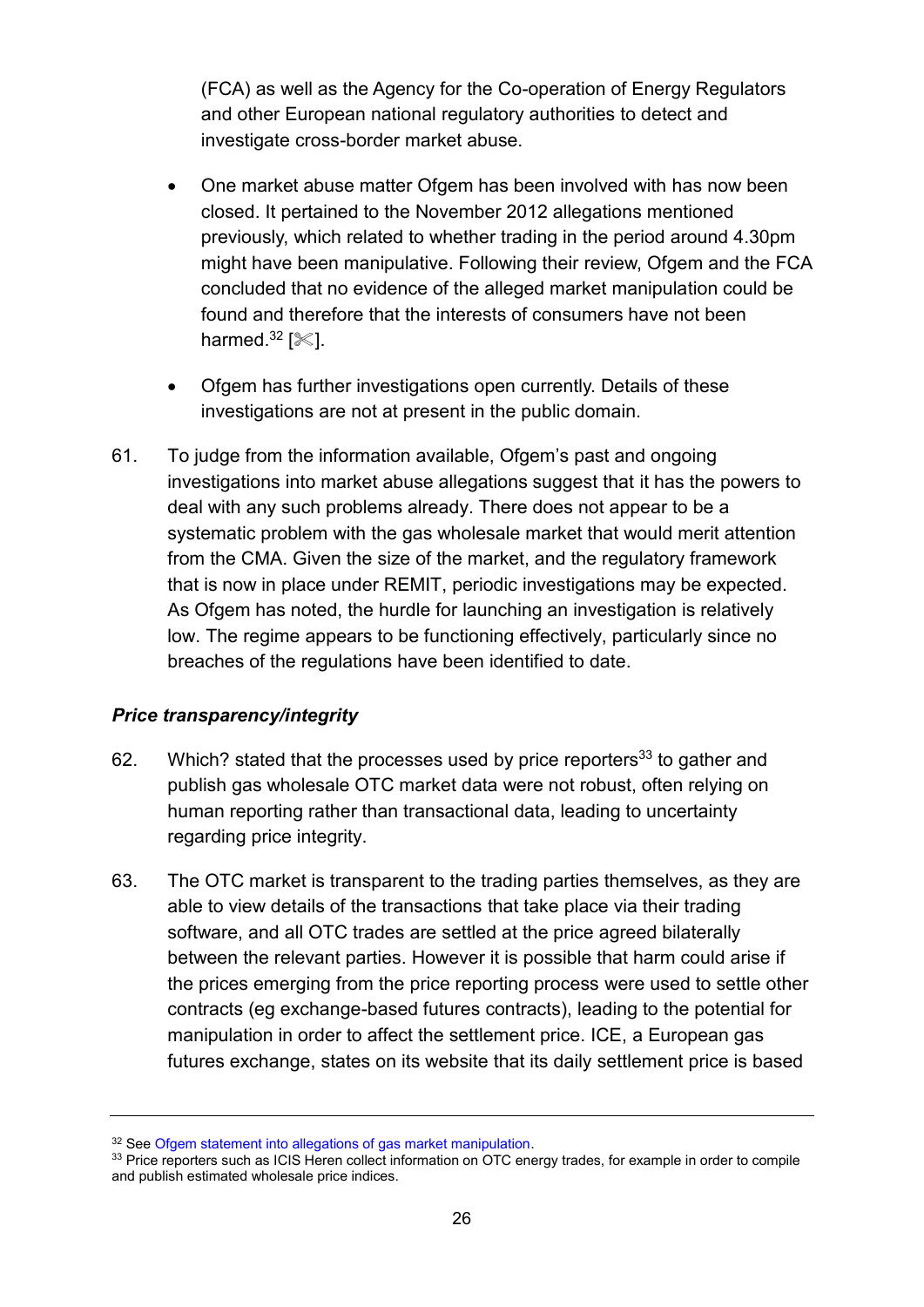(FCA) as well as the Agency for the Co-operation of Energy Regulators and other European national regulatory authorities to detect and investigate cross-border market abuse.

- One market abuse matter Ofgem has been involved with has now been closed. It pertained to the November 2012 allegations mentioned previously, which related to whether trading in the period around 4.30pm might have been manipulative. Following their review, Ofgem and the FCA concluded that no evidence of the alleged market manipulation could be found and therefore that the interests of consumers have not been harmed.[32] [✂].

- Ofgem has further investigations open currently. Details of these investigations are not at present in the public domain.

61. To judge from the information available, Ofgem's past and ongoing investigations into market abuse allegations suggest that it has the powers to deal with any such problems already. There does not appear to be a systematic problem with the gas wholesale market that would merit attention from the CMA. Given the size of the market, and the regulatory framework that is now in place under REMIT, periodic investigations may be expected. As Ofgem has noted, the hurdle for launching an investigation is relatively low. The regime appears to be functioning effectively, particularly since no breaches of the regulations have been identified to date.

### *Price transparency/integrity*

62. Which? stated that the processes used by price reporters[33] to gather and publish gas wholesale OTC market data were not robust, often relying on human reporting rather than transactional data, leading to uncertainty regarding price integrity.

63. The OTC market is transparent to the trading parties themselves, as they are able to view details of the transactions that take place via their trading software, and all OTC trades are settled at the price agreed bilaterally between the relevant parties. However it is possible that harm could arise if the prices emerging from the price reporting process were used to settle other contracts (eg exchange-based futures contracts), leading to the potential for manipulation in order to affect the settlement price. ICE, a European gas futures exchange, states on its website that its daily settlement price is based

---

[32] See Ofgem statement into allegations of gas market manipulation.

[33] Price reporters such as ICIS Heren collect information on OTC energy trades, for example in order to compile and publish estimated wholesale price indices.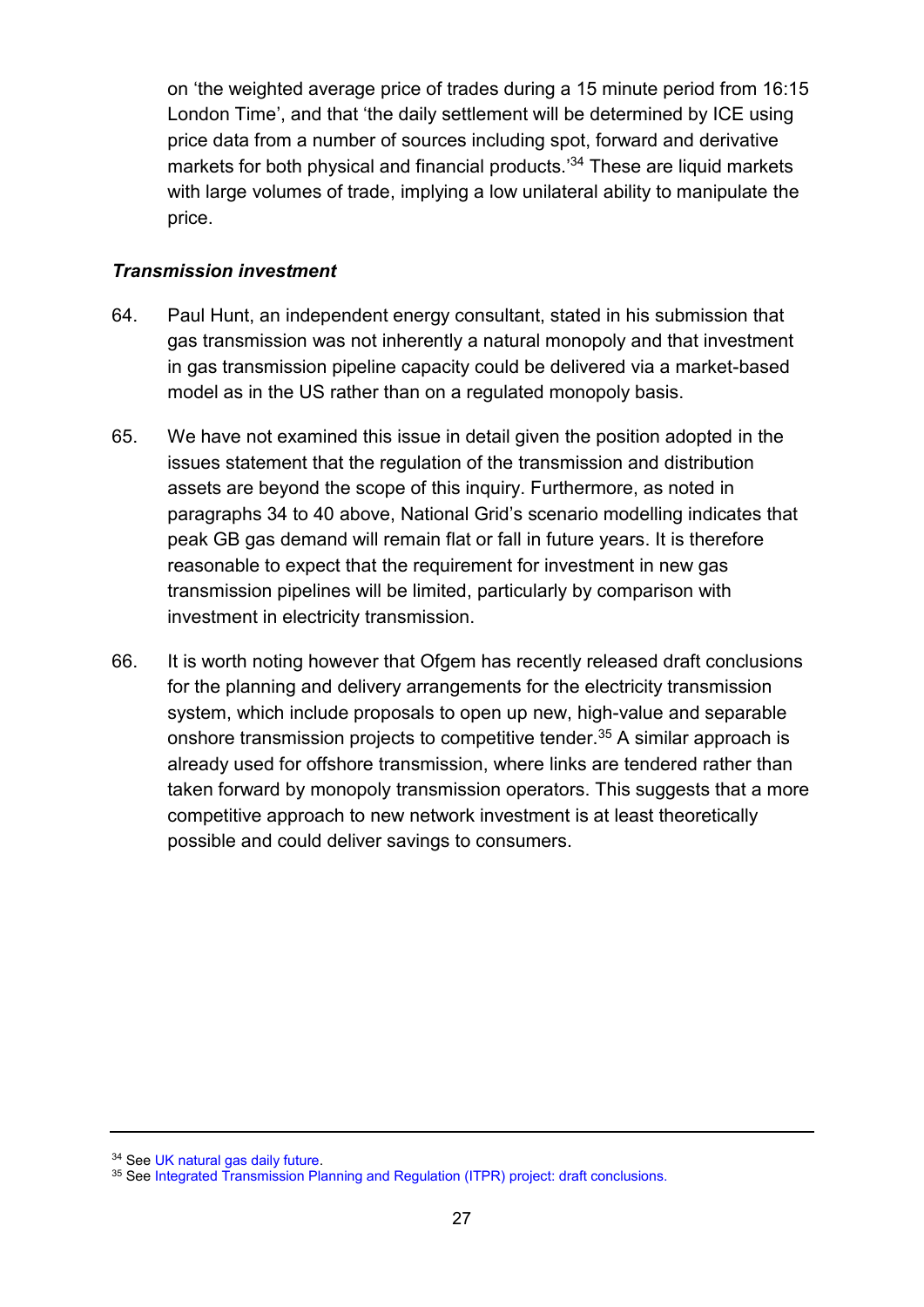on 'the weighted average price of trades during a 15 minute period from 16:15 London Time', and that 'the daily settlement will be determined by ICE using price data from a number of sources including spot, forward and derivative markets for both physical and financial products.'[34] These are liquid markets with large volumes of trade, implying a low unilateral ability to manipulate the price.

***Transmission investment***

64. Paul Hunt, an independent energy consultant, stated in his submission that gas transmission was not inherently a natural monopoly and that investment in gas transmission pipeline capacity could be delivered via a market-based model as in the US rather than on a regulated monopoly basis.

65. We have not examined this issue in detail given the position adopted in the issues statement that the regulation of the transmission and distribution assets are beyond the scope of this inquiry. Furthermore, as noted in paragraphs 34 to 40 above, National Grid's scenario modelling indicates that peak GB gas demand will remain flat or fall in future years. It is therefore reasonable to expect that the requirement for investment in new gas transmission pipelines will be limited, particularly by comparison with investment in electricity transmission.

66. It is worth noting however that Ofgem has recently released draft conclusions for the planning and delivery arrangements for the electricity transmission system, which include proposals to open up new, high-value and separable onshore transmission projects to competitive tender.[35] A similar approach is already used for offshore transmission, where links are tendered rather than taken forward by monopoly transmission operators. This suggests that a more competitive approach to new network investment is at least theoretically possible and could deliver savings to consumers.

---

[34] See UK natural gas daily future.

[35] See Integrated Transmission Planning and Regulation (ITPR) project: draft conclusions.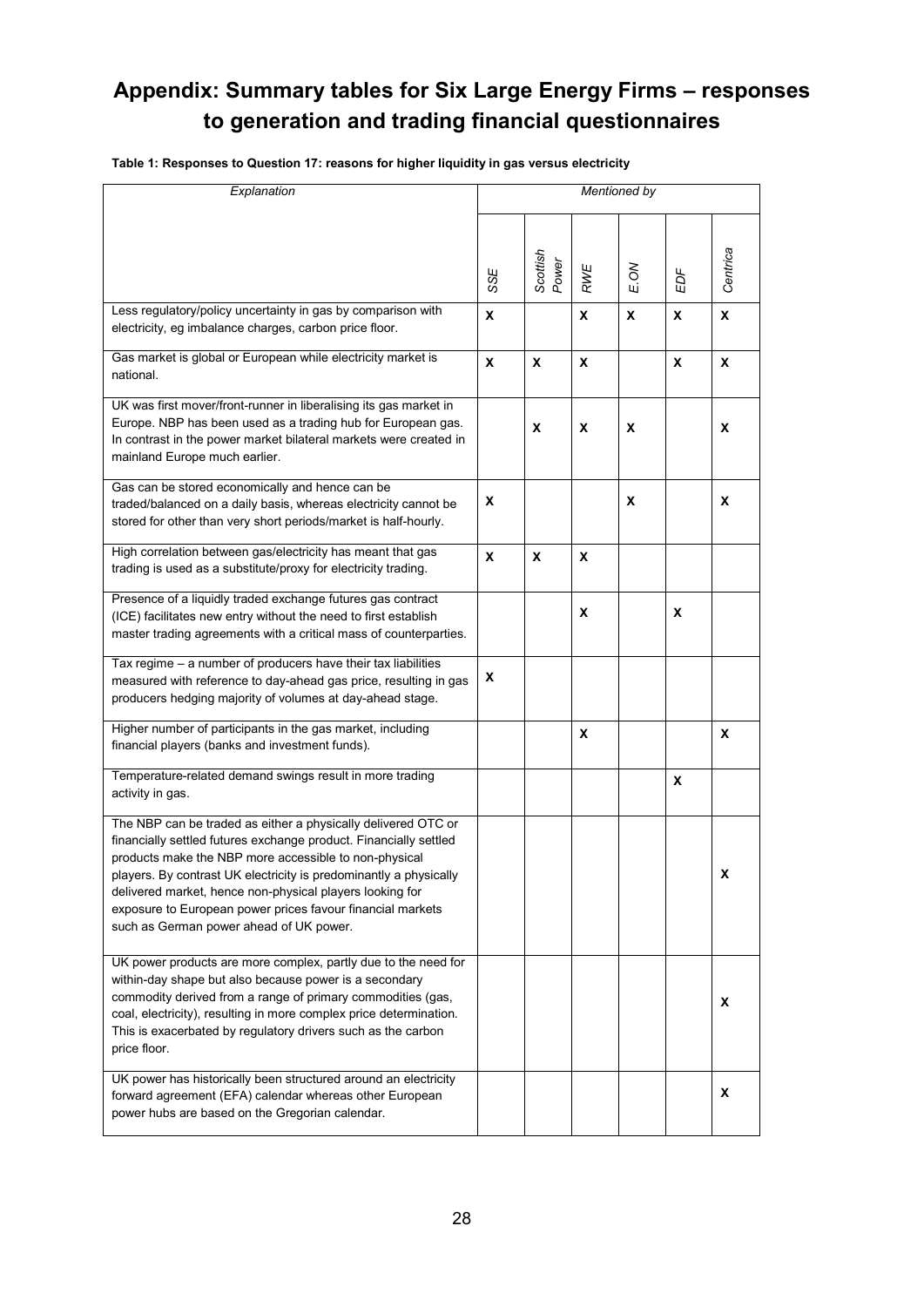# Appendix: Summary tables for Six Large Energy Firms – responses to generation and trading financial questionnaires

**Table 1: Responses to Question 17: reasons for higher liquidity in gas versus electricity**

| *Explanation* | *Mentioned by* | | | | | |
|---|---|---|---|---|---|---|
| | *SSE* | *Scottish Power* | *RWE* | *E.ON* | *EDF* | *Centrica* |
| Less regulatory/policy uncertainty in gas by comparison with electricity, eg imbalance charges, carbon price floor. | **X** | | **X** | **X** | **X** | **X** |
| Gas market is global or European while electricity market is national. | **X** | **X** | **X** | | **X** | **X** |
| UK was first mover/front-runner in liberalising its gas market in Europe. NBP has been used as a trading hub for European gas. In contrast in the power market bilateral markets were created in mainland Europe much earlier. | | **X** | **X** | **X** | | **X** |
| Gas can be stored economically and hence can be traded/balanced on a daily basis, whereas electricity cannot be stored for other than very short periods/market is half-hourly. | **X** | | | **X** | | **X** |
| High correlation between gas/electricity has meant that gas trading is used as a substitute/proxy for electricity trading. | **X** | **X** | **X** | | | |
| Presence of a liquidly traded exchange futures gas contract (ICE) facilitates new entry without the need to first establish master trading agreements with a critical mass of counterparties. | | | **X** | | **X** | |
| Tax regime – a number of producers have their tax liabilities measured with reference to day-ahead gas price, resulting in gas producers hedging majority of volumes at day-ahead stage. | **X** | | | | | |
| Higher number of participants in the gas market, including financial players (banks and investment funds). | | | **X** | | | **X** |
| Temperature-related demand swings result in more trading activity in gas. | | | | | **X** | |
| The NBP can be traded as either a physically delivered OTC or financially settled futures exchange product. Financially settled products make the NBP more accessible to non-physical players. By contrast UK electricity is predominantly a physically delivered market, hence non-physical players looking for exposure to European power prices favour financial markets such as German power ahead of UK power. | | | | | | **X** |
| UK power products are more complex, partly due to the need for within-day shape but also because power is a secondary commodity derived from a range of primary commodities (gas, coal, electricity), resulting in more complex price determination. This is exacerbated by regulatory drivers such as the carbon price floor. | | | | | | **X** |
| UK power has historically been structured around an electricity forward agreement (EFA) calendar whereas other European power hubs are based on the Gregorian calendar. | | | | | | **X** |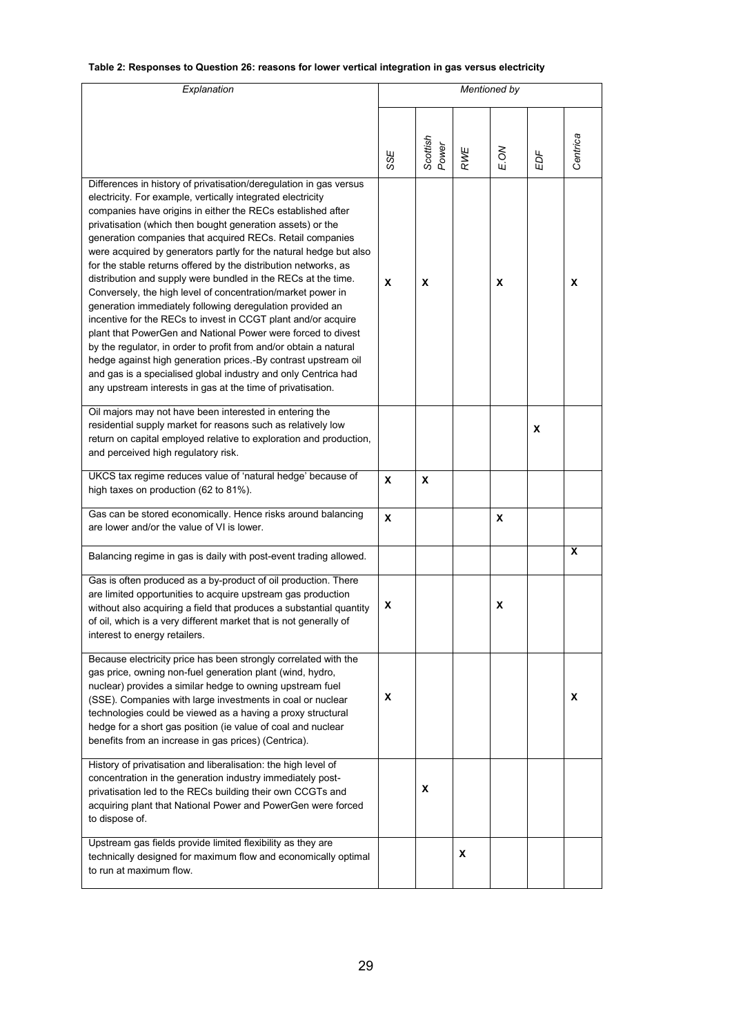**Table 2: Responses to Question 26: reasons for lower vertical integration in gas versus electricity**

| *Explanation* | *Mentioned by* | | | | | |
|---|---|---|---|---|---|---|
| | *SSE* | *Scottish Power* | *RWE* | *E.ON* | *EDF* | *Centrica* |
| Differences in history of privatisation/deregulation in gas versus electricity. For example, vertically integrated electricity companies have origins in either the RECs established after privatisation (which then bought generation assets) or the generation companies that acquired RECs. Retail companies were acquired by generators partly for the natural hedge but also for the stable returns offered by the distribution networks, as distribution and supply were bundled in the RECs at the time. Conversely, the high level of concentration/market power in generation immediately following deregulation provided an incentive for the RECs to invest in CCGT plant and/or acquire plant that PowerGen and National Power were forced to divest by the regulator, in order to profit from and/or obtain a natural hedge against high generation prices.-By contrast upstream oil and gas is a specialised global industry and only Centrica had any upstream interests in gas at the time of privatisation. | X | X | | X | | X |
| Oil majors may not have been interested in entering the residential supply market for reasons such as relatively low return on capital employed relative to exploration and production, and perceived high regulatory risk. | | | | | X | |
| UKCS tax regime reduces value of 'natural hedge' because of high taxes on production (62 to 81%). | X | X | | | | |
| Gas can be stored economically. Hence risks around balancing are lower and/or the value of VI is lower. | X | | | X | | |
| Balancing regime in gas is daily with post-event trading allowed. | | | | | | X |
| Gas is often produced as a by-product of oil production. There are limited opportunities to acquire upstream gas production without also acquiring a field that produces a substantial quantity of oil, which is a very different market that is not generally of interest to energy retailers. | X | | | X | | |
| Because electricity price has been strongly correlated with the gas price, owning non-fuel generation plant (wind, hydro, nuclear) provides a similar hedge to owning upstream fuel (SSE). Companies with large investments in coal or nuclear technologies could be viewed as a having a proxy structural hedge for a short gas position (ie value of coal and nuclear benefits from an increase in gas prices) (Centrica). | X | | | | | X |
| History of privatisation and liberalisation: the high level of concentration in the generation industry immediately post-privatisation led to the RECs building their own CCGTs and acquiring plant that National Power and PowerGen were forced to dispose of. | | X | | | | |
| Upstream gas fields provide limited flexibility as they are technically designed for maximum flow and economically optimal to run at maximum flow. | | | X | | | |